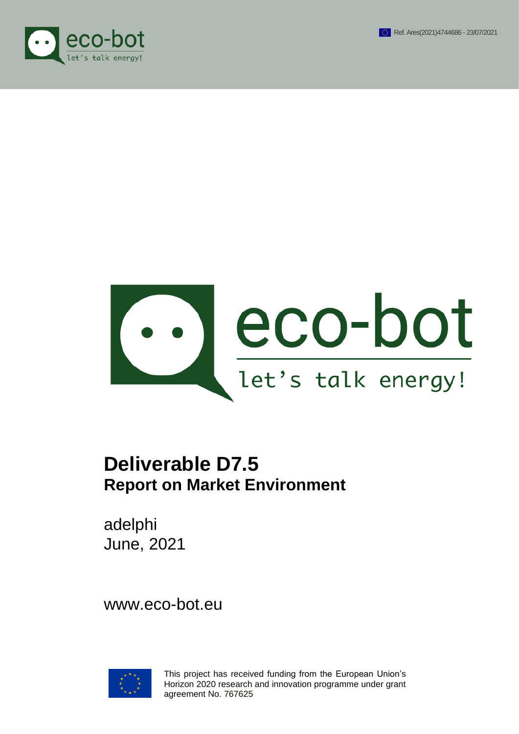Ref. Ares(2021)4744686 - 23/07/2021

eco-bot

let's talk energy!

# Deliverable D7.5
## Report on Market Environment

adelphi
June, 2021

www.eco-bot.eu

This project has received funding from the European Union's Horizon 2020 research and innovation programme under grant agreement No. 767625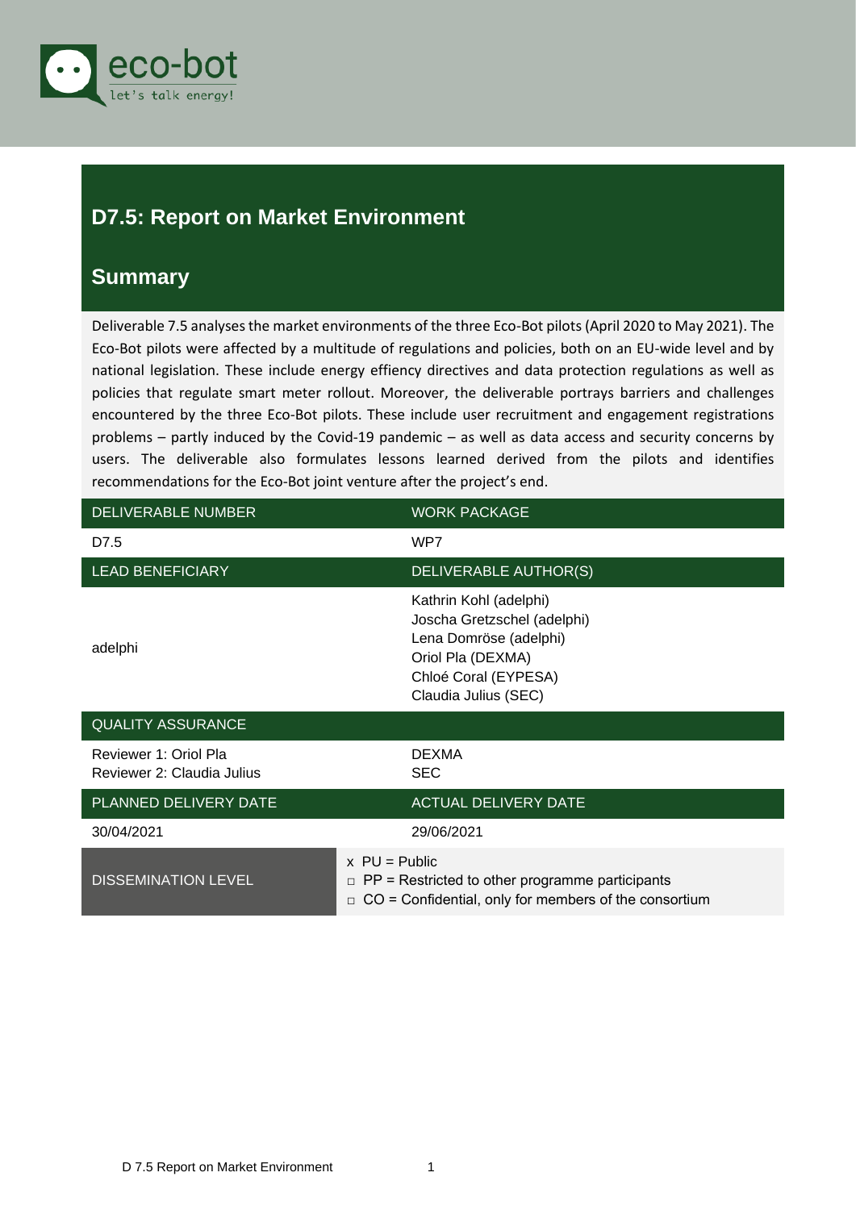# D7.5: Report on Market Environment

## Summary

Deliverable 7.5 analyses the market environments of the three Eco-Bot pilots (April 2020 to May 2021). The Eco-Bot pilots were affected by a multitude of regulations and policies, both on an EU-wide level and by national legislation. These include energy effiency directives and data protection regulations as well as policies that regulate smart meter rollout. Moreover, the deliverable portrays barriers and challenges encountered by the three Eco-Bot pilots. These include user recruitment and engagement registrations problems – partly induced by the Covid-19 pandemic – as well as data access and security concerns by users. The deliverable also formulates lessons learned derived from the pilots and identifies recommendations for the Eco-Bot joint venture after the project's end.

| DELIVERABLE NUMBER | WORK PACKAGE |
|---|---|
| D7.5 | WP7 |
| **LEAD BENEFICIARY** | **DELIVERABLE AUTHOR(S)** |
| adelphi | Kathrin Kohl (adelphi)<br>Joscha Gretzschel (adelphi)<br>Lena Domröse (adelphi)<br>Oriol Pla (DEXMA)<br>Chloé Coral (EYPESA)<br>Claudia Julius (SEC) |
| **QUALITY ASSURANCE** | |
| Reviewer 1: Oriol Pla<br>Reviewer 2: Claudia Julius | DEXMA<br>SEC |
| **PLANNED DELIVERY DATE** | **ACTUAL DELIVERY DATE** |
| 30/04/2021 | 29/06/2021 |
| **DISSEMINATION LEVEL** | x PU = Public<br>□ PP = Restricted to other programme participants<br>□ CO = Confidential, only for members of the consortium |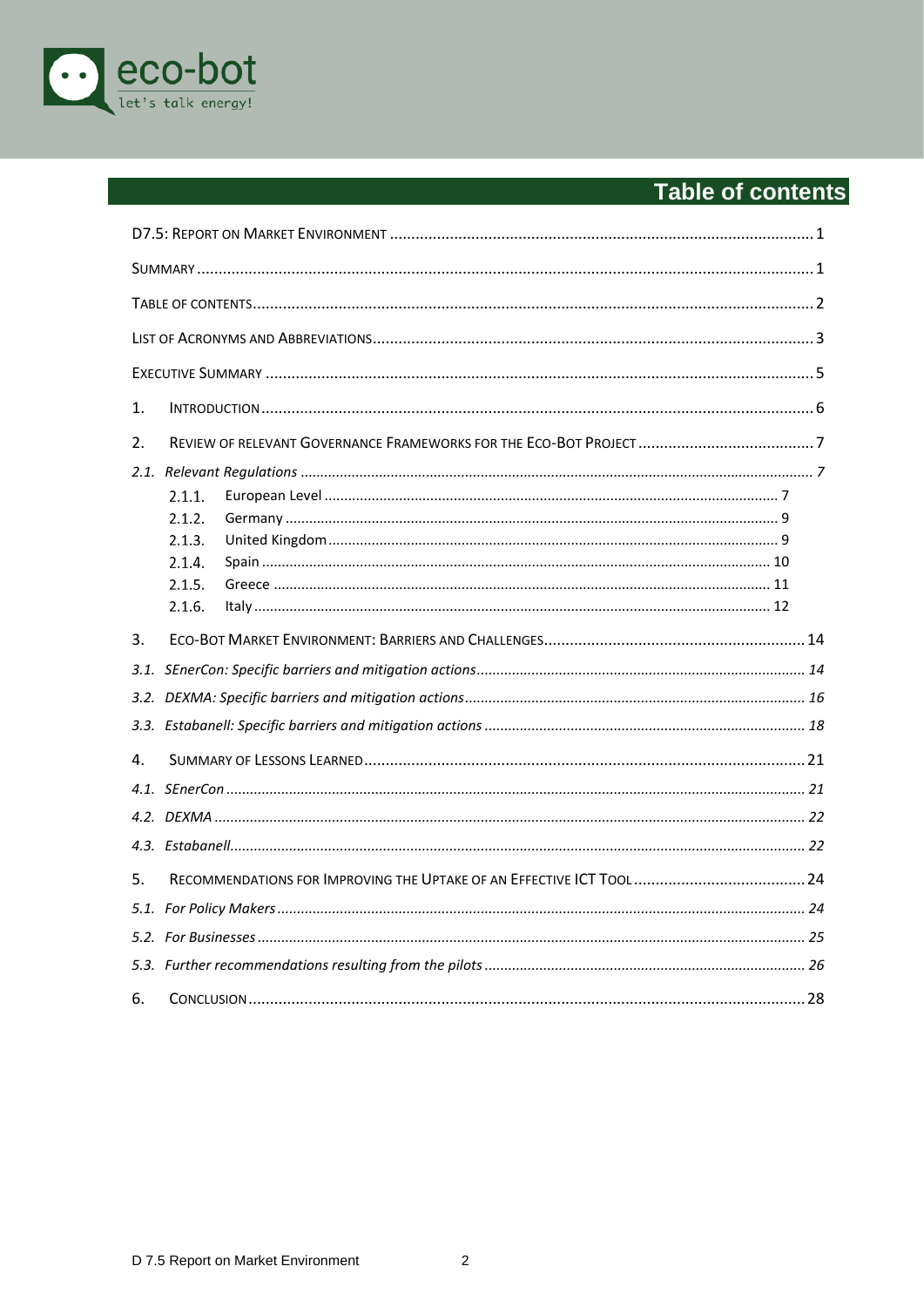# Table of contents

D7.5: Report on Market Environment ........ 1

Summary ........ 1

Table of contents ........ 2

List of Acronyms and Abbreviations ........ 3

Executive Summary ........ 5

1. Introduction ........ 6

2. Review of relevant Governance Frameworks for the Eco-Bot Project ........ 7

2.1. *Relevant Regulations* ........ 7

- 2.1.1. European Level ........ 7
- 2.1.2. Germany ........ 9
- 2.1.3. United Kingdom ........ 9
- 2.1.4. Spain ........ 10
- 2.1.5. Greece ........ 11
- 2.1.6. Italy ........ 12

3. Eco-Bot Market Environment: Barriers and Challenges ........ 14

3.1. *SEnerCon: Specific barriers and mitigation actions* ........ 14

3.2. *DEXMA: Specific barriers and mitigation actions* ........ 16

3.3. *Estabanell: Specific barriers and mitigation actions* ........ 18

4. Summary of Lessons Learned ........ 21

4.1. *SEnerCon* ........ 21

4.2. *DEXMA* ........ 22

4.3. *Estabanell* ........ 22

5. Recommendations for Improving the Uptake of an Effective ICT Tool ........ 24

5.1. *For Policy Makers* ........ 24

5.2. *For Businesses* ........ 25

5.3. *Further recommendations resulting from the pilots* ........ 26

6. Conclusion ........ 28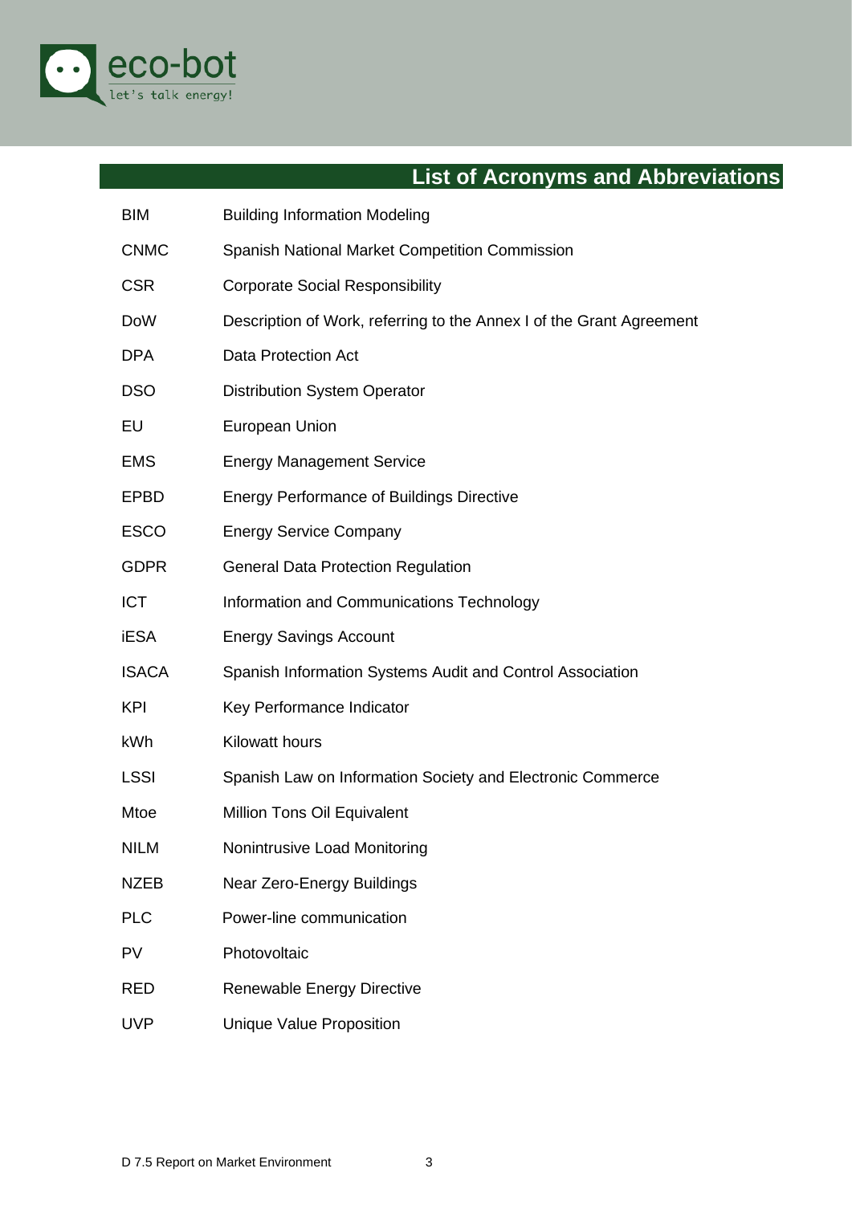# List of Acronyms and Abbreviations

| | |
|---|---|
| BIM | Building Information Modeling |
| CNMC | Spanish National Market Competition Commission |
| CSR | Corporate Social Responsibility |
| DoW | Description of Work, referring to the Annex I of the Grant Agreement |
| DPA | Data Protection Act |
| DSO | Distribution System Operator |
| EU | European Union |
| EMS | Energy Management Service |
| EPBD | Energy Performance of Buildings Directive |
| ESCO | Energy Service Company |
| GDPR | General Data Protection Regulation |
| ICT | Information and Communications Technology |
| iESA | Energy Savings Account |
| ISACA | Spanish Information Systems Audit and Control Association |
| KPI | Key Performance Indicator |
| kWh | Kilowatt hours |
| LSSI | Spanish Law on Information Society and Electronic Commerce |
| Mtoe | Million Tons Oil Equivalent |
| NILM | Nonintrusive Load Monitoring |
| NZEB | Near Zero-Energy Buildings |
| PLC | Power-line communication |
| PV | Photovoltaic |
| RED | Renewable Energy Directive |
| UVP | Unique Value Proposition |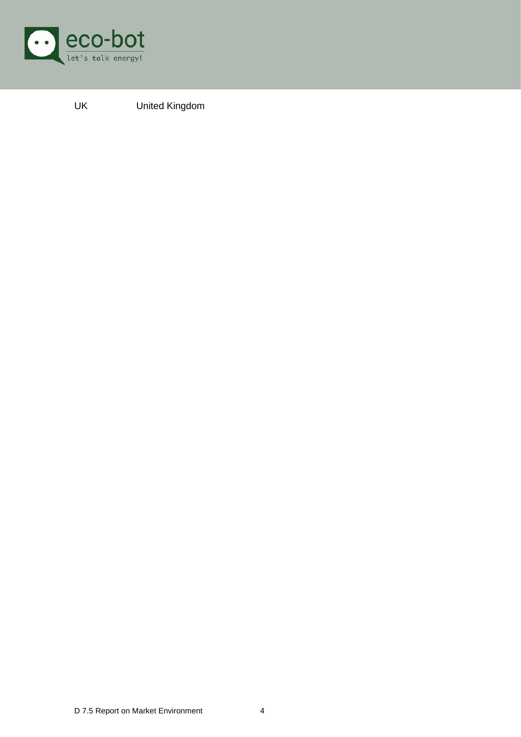| | |
|---|---|
| UK | United Kingdom |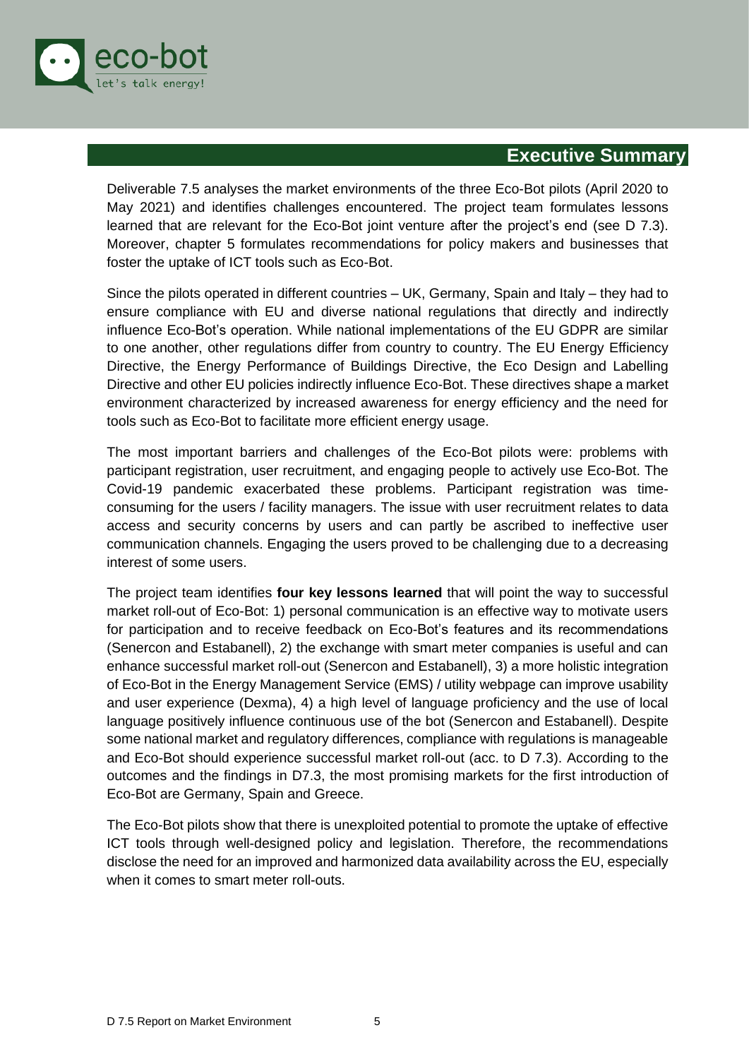# Executive Summary

Deliverable 7.5 analyses the market environments of the three Eco-Bot pilots (April 2020 to May 2021) and identifies challenges encountered. The project team formulates lessons learned that are relevant for the Eco-Bot joint venture after the project's end (see D 7.3). Moreover, chapter 5 formulates recommendations for policy makers and businesses that foster the uptake of ICT tools such as Eco-Bot.

Since the pilots operated in different countries – UK, Germany, Spain and Italy – they had to ensure compliance with EU and diverse national regulations that directly and indirectly influence Eco-Bot's operation. While national implementations of the EU GDPR are similar to one another, other regulations differ from country to country. The EU Energy Efficiency Directive, the Energy Performance of Buildings Directive, the Eco Design and Labelling Directive and other EU policies indirectly influence Eco-Bot. These directives shape a market environment characterized by increased awareness for energy efficiency and the need for tools such as Eco-Bot to facilitate more efficient energy usage.

The most important barriers and challenges of the Eco-Bot pilots were: problems with participant registration, user recruitment, and engaging people to actively use Eco-Bot. The Covid-19 pandemic exacerbated these problems. Participant registration was time-consuming for the users / facility managers. The issue with user recruitment relates to data access and security concerns by users and can partly be ascribed to ineffective user communication channels. Engaging the users proved to be challenging due to a decreasing interest of some users.

The project team identifies **four key lessons learned** that will point the way to successful market roll-out of Eco-Bot: 1) personal communication is an effective way to motivate users for participation and to receive feedback on Eco-Bot's features and its recommendations (Senercon and Estabanell), 2) the exchange with smart meter companies is useful and can enhance successful market roll-out (Senercon and Estabanell), 3) a more holistic integration of Eco-Bot in the Energy Management Service (EMS) / utility webpage can improve usability and user experience (Dexma), 4) a high level of language proficiency and the use of local language positively influence continuous use of the bot (Senercon and Estabanell). Despite some national market and regulatory differences, compliance with regulations is manageable and Eco-Bot should experience successful market roll-out (acc. to D 7.3). According to the outcomes and the findings in D7.3, the most promising markets for the first introduction of Eco-Bot are Germany, Spain and Greece.

The Eco-Bot pilots show that there is unexploited potential to promote the uptake of effective ICT tools through well-designed policy and legislation. Therefore, the recommendations disclose the need for an improved and harmonized data availability across the EU, especially when it comes to smart meter roll-outs.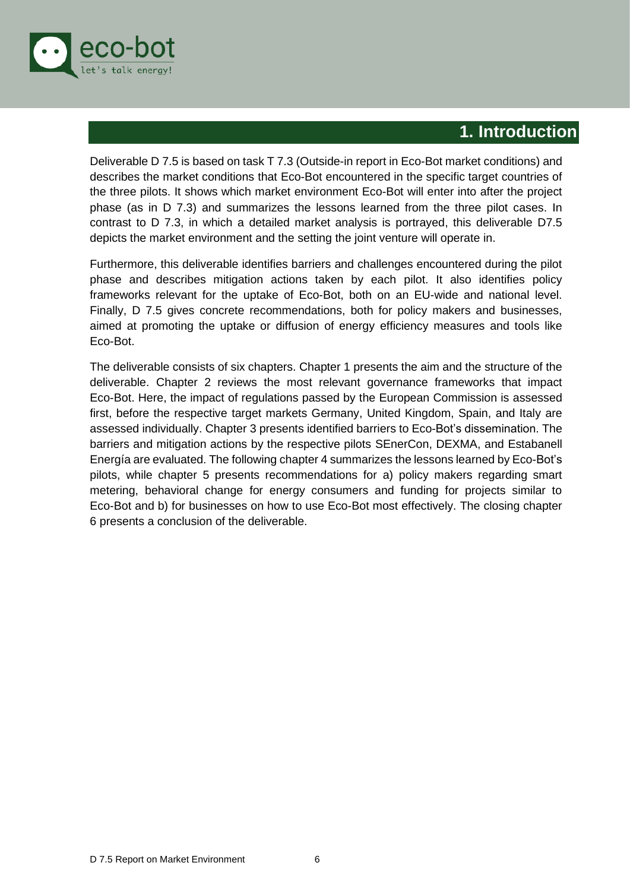# 1. Introduction

Deliverable D 7.5 is based on task T 7.3 (Outside-in report in Eco-Bot market conditions) and describes the market conditions that Eco-Bot encountered in the specific target countries of the three pilots. It shows which market environment Eco-Bot will enter into after the project phase (as in D 7.3) and summarizes the lessons learned from the three pilot cases. In contrast to D 7.3, in which a detailed market analysis is portrayed, this deliverable D7.5 depicts the market environment and the setting the joint venture will operate in.

Furthermore, this deliverable identifies barriers and challenges encountered during the pilot phase and describes mitigation actions taken by each pilot. It also identifies policy frameworks relevant for the uptake of Eco-Bot, both on an EU-wide and national level. Finally, D 7.5 gives concrete recommendations, both for policy makers and businesses, aimed at promoting the uptake or diffusion of energy efficiency measures and tools like Eco-Bot.

The deliverable consists of six chapters. Chapter 1 presents the aim and the structure of the deliverable. Chapter 2 reviews the most relevant governance frameworks that impact Eco-Bot. Here, the impact of regulations passed by the European Commission is assessed first, before the respective target markets Germany, United Kingdom, Spain, and Italy are assessed individually. Chapter 3 presents identified barriers to Eco-Bot's dissemination. The barriers and mitigation actions by the respective pilots SEnerCon, DEXMA, and Estabanell Energía are evaluated. The following chapter 4 summarizes the lessons learned by Eco-Bot's pilots, while chapter 5 presents recommendations for a) policy makers regarding smart metering, behavioral change for energy consumers and funding for projects similar to Eco-Bot and b) for businesses on how to use Eco-Bot most effectively. The closing chapter 6 presents a conclusion of the deliverable.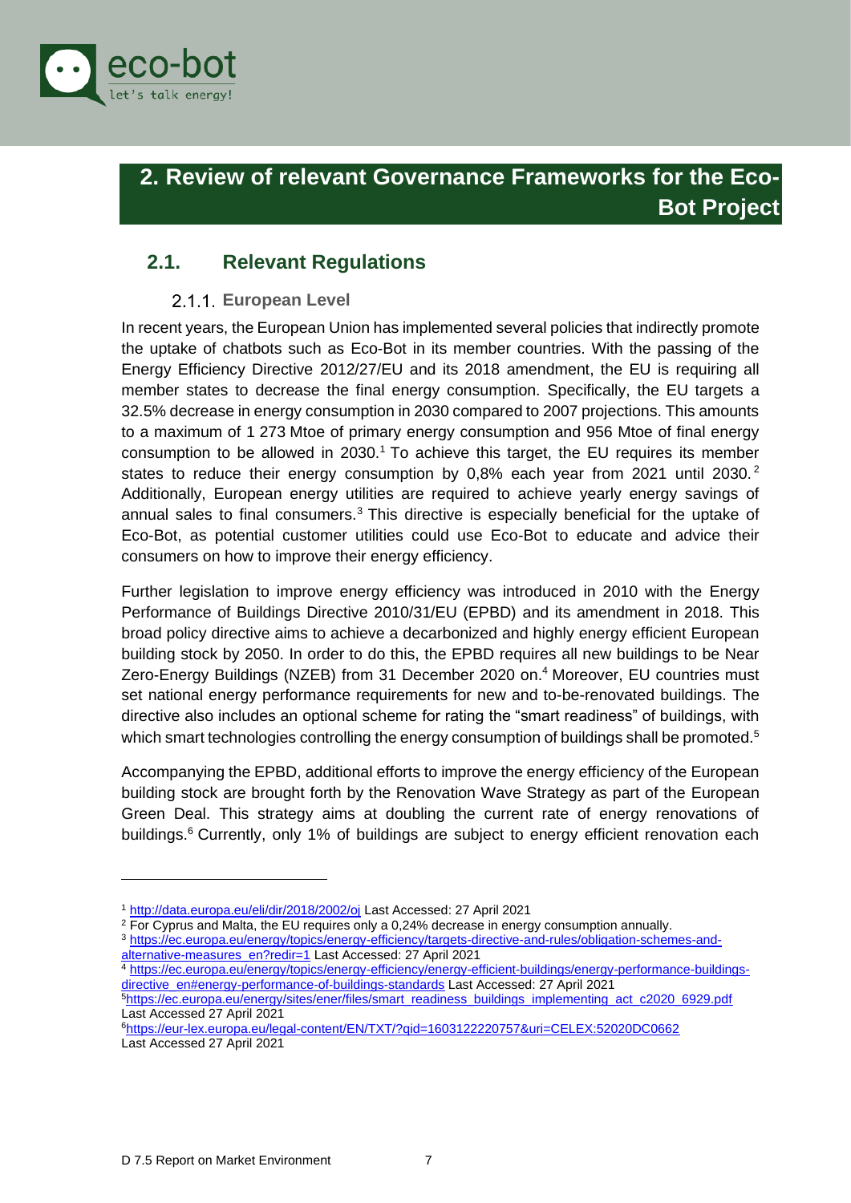# 2. Review of relevant Governance Frameworks for the Eco-Bot Project

## 2.1. Relevant Regulations

### 2.1.1. European Level

In recent years, the European Union has implemented several policies that indirectly promote the uptake of chatbots such as Eco-Bot in its member countries. With the passing of the Energy Efficiency Directive 2012/27/EU and its 2018 amendment, the EU is requiring all member states to decrease the final energy consumption. Specifically, the EU targets a 32.5% decrease in energy consumption in 2030 compared to 2007 projections. This amounts to a maximum of 1 273 Mtoe of primary energy consumption and 956 Mtoe of final energy consumption to be allowed in 2030.[1] To achieve this target, the EU requires its member states to reduce their energy consumption by 0,8% each year from 2021 until 2030.[2] Additionally, European energy utilities are required to achieve yearly energy savings of annual sales to final consumers.[3] This directive is especially beneficial for the uptake of Eco-Bot, as potential customer utilities could use Eco-Bot to educate and advice their consumers on how to improve their energy efficiency.

Further legislation to improve energy efficiency was introduced in 2010 with the Energy Performance of Buildings Directive 2010/31/EU (EPBD) and its amendment in 2018. This broad policy directive aims to achieve a decarbonized and highly energy efficient European building stock by 2050. In order to do this, the EPBD requires all new buildings to be Near Zero-Energy Buildings (NZEB) from 31 December 2020 on.[4] Moreover, EU countries must set national energy performance requirements for new and to-be-renovated buildings. The directive also includes an optional scheme for rating the "smart readiness" of buildings, with which smart technologies controlling the energy consumption of buildings shall be promoted.[5]

Accompanying the EPBD, additional efforts to improve the energy efficiency of the European building stock are brought forth by the Renovation Wave Strategy as part of the European Green Deal. This strategy aims at doubling the current rate of energy renovations of buildings.[6] Currently, only 1% of buildings are subject to energy efficient renovation each

---

[1] http://data.europa.eu/eli/dir/2018/2002/oj Last Accessed: 27 April 2021

[2] For Cyprus and Malta, the EU requires only a 0,24% decrease in energy consumption annually.

[3] https://ec.europa.eu/energy/topics/energy-efficiency/targets-directive-and-rules/obligation-schemes-and-alternative-measures_en?redir=1 Last Accessed: 27 April 2021

[4] https://ec.europa.eu/energy/topics/energy-efficiency/energy-efficient-buildings/energy-performance-buildings-directive_en#energy-performance-of-buildings-standards Last Accessed: 27 April 2021

[5] https://ec.europa.eu/energy/sites/ener/files/smart_readiness_buildings_implementing_act_c2020_6929.pdf Last Accessed 27 April 2021

[6] https://eur-lex.europa.eu/legal-content/EN/TXT/?qid=1603122220757&uri=CELEX:52020DC0662 Last Accessed 27 April 2021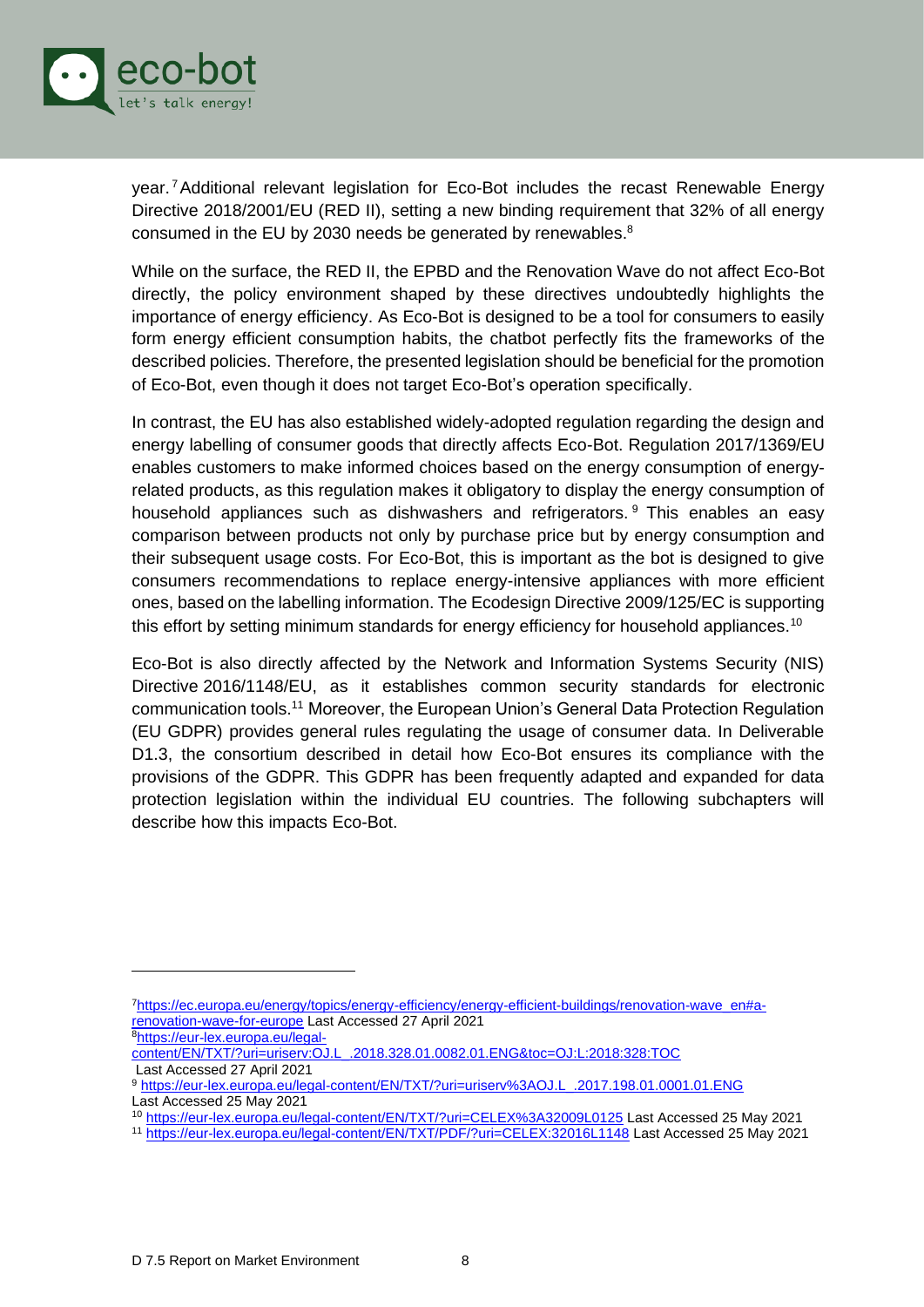year.[7] Additional relevant legislation for Eco-Bot includes the recast Renewable Energy Directive 2018/2001/EU (RED II), setting a new binding requirement that 32% of all energy consumed in the EU by 2030 needs be generated by renewables.[8]

While on the surface, the RED II, the EPBD and the Renovation Wave do not affect Eco-Bot directly, the policy environment shaped by these directives undoubtedly highlights the importance of energy efficiency. As Eco-Bot is designed to be a tool for consumers to easily form energy efficient consumption habits, the chatbot perfectly fits the frameworks of the described policies. Therefore, the presented legislation should be beneficial for the promotion of Eco-Bot, even though it does not target Eco-Bot's operation specifically.

In contrast, the EU has also established widely-adopted regulation regarding the design and energy labelling of consumer goods that directly affects Eco-Bot. Regulation 2017/1369/EU enables customers to make informed choices based on the energy consumption of energy-related products, as this regulation makes it obligatory to display the energy consumption of household appliances such as dishwashers and refrigerators.[9] This enables an easy comparison between products not only by purchase price but by energy consumption and their subsequent usage costs. For Eco-Bot, this is important as the bot is designed to give consumers recommendations to replace energy-intensive appliances with more efficient ones, based on the labelling information. The Ecodesign Directive 2009/125/EC is supporting this effort by setting minimum standards for energy efficiency for household appliances.[10]

Eco-Bot is also directly affected by the Network and Information Systems Security (NIS) Directive 2016/1148/EU, as it establishes common security standards for electronic communication tools.[11] Moreover, the European Union's General Data Protection Regulation (EU GDPR) provides general rules regulating the usage of consumer data. In Deliverable D1.3, the consortium described in detail how Eco-Bot ensures its compliance with the provisions of the GDPR. This GDPR has been frequently adapted and expanded for data protection legislation within the individual EU countries. The following subchapters will describe how this impacts Eco-Bot.

---

[7] https://ec.europa.eu/energy/topics/energy-efficiency/energy-efficient-buildings/renovation-wave_en#a-renovation-wave-for-europe Last Accessed 27 April 2021

[8] https://eur-lex.europa.eu/legal-content/EN/TXT/?uri=uriserv:OJ.L_.2018.328.01.0082.01.ENG&toc=OJ:L:2018:328:TOC Last Accessed 27 April 2021

[9] https://eur-lex.europa.eu/legal-content/EN/TXT/?uri=uriserv%3AOJ.L_.2017.198.01.0001.01.ENG Last Accessed 25 May 2021

[10] https://eur-lex.europa.eu/legal-content/EN/TXT/?uri=CELEX%3A32009L0125 Last Accessed 25 May 2021

[11] https://eur-lex.europa.eu/legal-content/EN/TXT/PDF/?uri=CELEX:32016L1148 Last Accessed 25 May 2021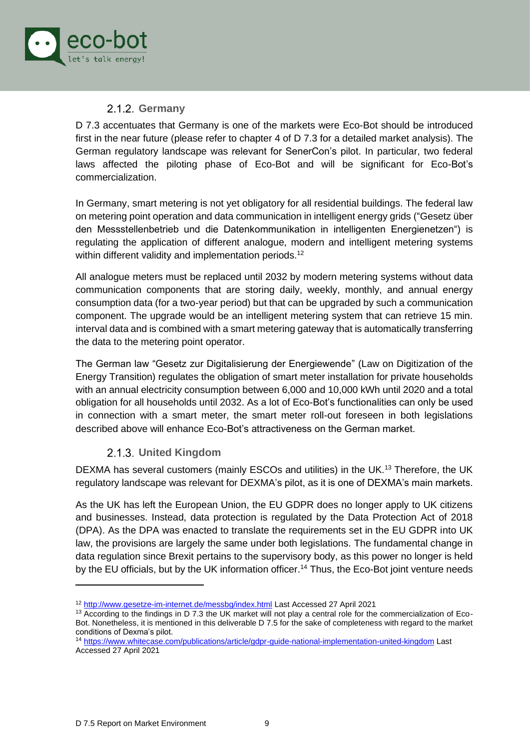### 2.1.2. Germany

D 7.3 accentuates that Germany is one of the markets were Eco-Bot should be introduced first in the near future (please refer to chapter 4 of D 7.3 for a detailed market analysis). The German regulatory landscape was relevant for SenerCon's pilot. In particular, two federal laws affected the piloting phase of Eco-Bot and will be significant for Eco-Bot's commercialization.

In Germany, smart metering is not yet obligatory for all residential buildings. The federal law on metering point operation and data communication in intelligent energy grids ("Gesetz über den Messstellenbetrieb und die Datenkommunikation in intelligenten Energienetzen") is regulating the application of different analogue, modern and intelligent metering systems within different validity and implementation periods.[12]

All analogue meters must be replaced until 2032 by modern metering systems without data communication components that are storing daily, weekly, monthly, and annual energy consumption data (for a two-year period) but that can be upgraded by such a communication component. The upgrade would be an intelligent metering system that can retrieve 15 min. interval data and is combined with a smart metering gateway that is automatically transferring the data to the metering point operator.

The German law "Gesetz zur Digitalisierung der Energiewende" (Law on Digitization of the Energy Transition) regulates the obligation of smart meter installation for private households with an annual electricity consumption between 6,000 and 10,000 kWh until 2020 and a total obligation for all households until 2032. As a lot of Eco-Bot's functionalities can only be used in connection with a smart meter, the smart meter roll-out foreseen in both legislations described above will enhance Eco-Bot's attractiveness on the German market.

### 2.1.3. United Kingdom

DEXMA has several customers (mainly ESCOs and utilities) in the UK.[13] Therefore, the UK regulatory landscape was relevant for DEXMA's pilot, as it is one of DEXMA's main markets.

As the UK has left the European Union, the EU GDPR does no longer apply to UK citizens and businesses. Instead, data protection is regulated by the Data Protection Act of 2018 (DPA). As the DPA was enacted to translate the requirements set in the EU GDPR into UK law, the provisions are largely the same under both legislations. The fundamental change in data regulation since Brexit pertains to the supervisory body, as this power no longer is held by the EU officials, but by the UK information officer.[14] Thus, the Eco-Bot joint venture needs

---

[12] http://www.gesetze-im-internet.de/messbg/index.html Last Accessed 27 April 2021

[13] According to the findings in D 7.3 the UK market will not play a central role for the commercialization of Eco-Bot. Nonetheless, it is mentioned in this deliverable D 7.5 for the sake of completeness with regard to the market conditions of Dexma's pilot.

[14] https://www.whitecase.com/publications/article/gdpr-guide-national-implementation-united-kingdom Last Accessed 27 April 2021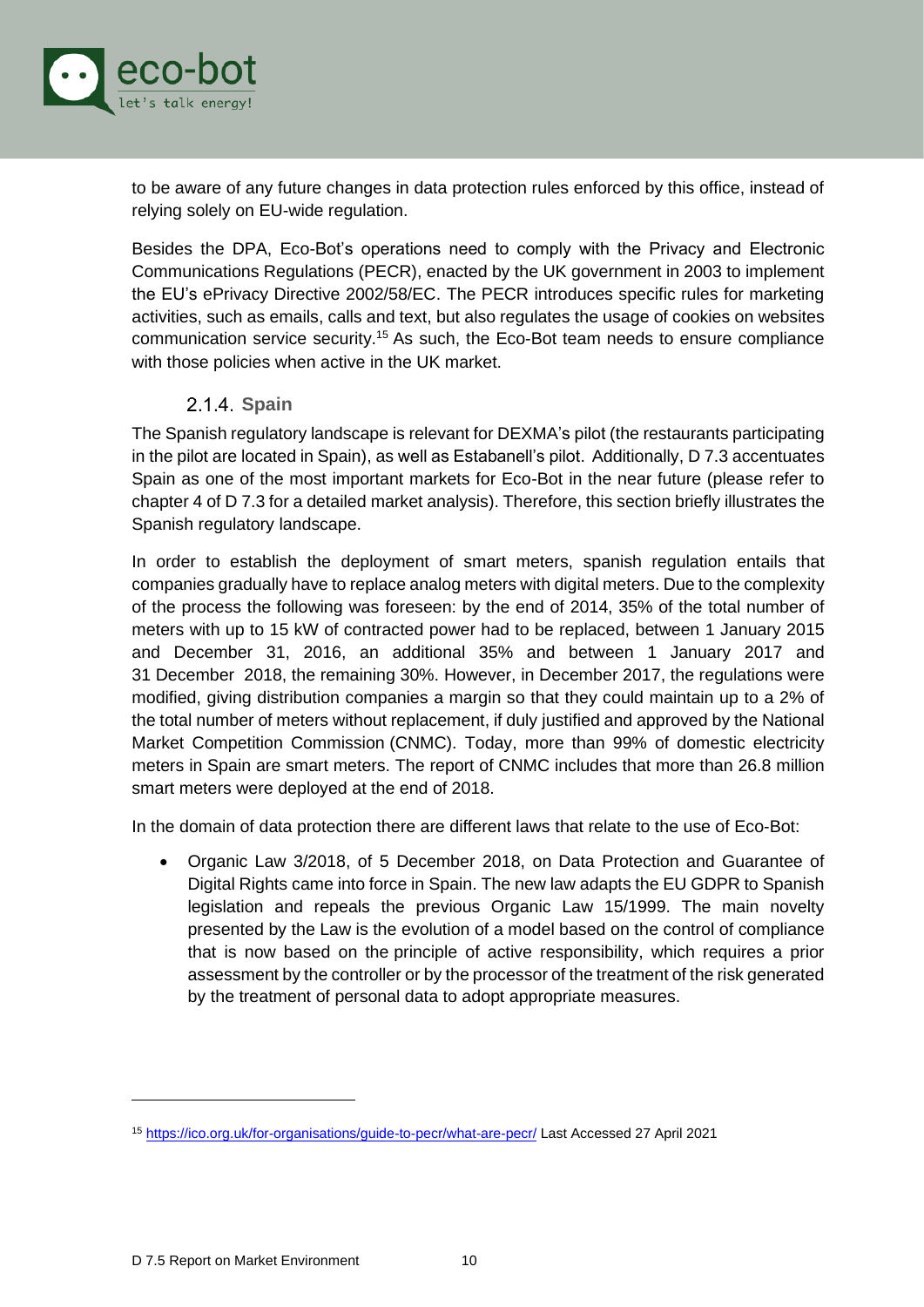to be aware of any future changes in data protection rules enforced by this office, instead of relying solely on EU-wide regulation.

Besides the DPA, Eco-Bot's operations need to comply with the Privacy and Electronic Communications Regulations (PECR), enacted by the UK government in 2003 to implement the EU's ePrivacy Directive 2002/58/EC. The PECR introduces specific rules for marketing activities, such as emails, calls and text, but also regulates the usage of cookies on websites communication service security.[15] As such, the Eco-Bot team needs to ensure compliance with those policies when active in the UK market.

### 2.1.4. Spain

The Spanish regulatory landscape is relevant for DEXMA's pilot (the restaurants participating in the pilot are located in Spain), as well as Estabanell's pilot. Additionally, D 7.3 accentuates Spain as one of the most important markets for Eco-Bot in the near future (please refer to chapter 4 of D 7.3 for a detailed market analysis). Therefore, this section briefly illustrates the Spanish regulatory landscape.

In order to establish the deployment of smart meters, spanish regulation entails that companies gradually have to replace analog meters with digital meters. Due to the complexity of the process the following was foreseen: by the end of 2014, 35% of the total number of meters with up to 15 kW of contracted power had to be replaced, between 1 January 2015 and December 31, 2016, an additional 35% and between 1 January 2017 and 31 December 2018, the remaining 30%. However, in December 2017, the regulations were modified, giving distribution companies a margin so that they could maintain up to a 2% of the total number of meters without replacement, if duly justified and approved by the National Market Competition Commission (CNMC). Today, more than 99% of domestic electricity meters in Spain are smart meters. The report of CNMC includes that more than 26.8 million smart meters were deployed at the end of 2018.

In the domain of data protection there are different laws that relate to the use of Eco-Bot:

- Organic Law 3/2018, of 5 December 2018, on Data Protection and Guarantee of Digital Rights came into force in Spain. The new law adapts the EU GDPR to Spanish legislation and repeals the previous Organic Law 15/1999. The main novelty presented by the Law is the evolution of a model based on the control of compliance that is now based on the principle of active responsibility, which requires a prior assessment by the controller or by the processor of the treatment of the risk generated by the treatment of personal data to adopt appropriate measures.

---

[15] https://ico.org.uk/for-organisations/guide-to-pecr/what-are-pecr/ Last Accessed 27 April 2021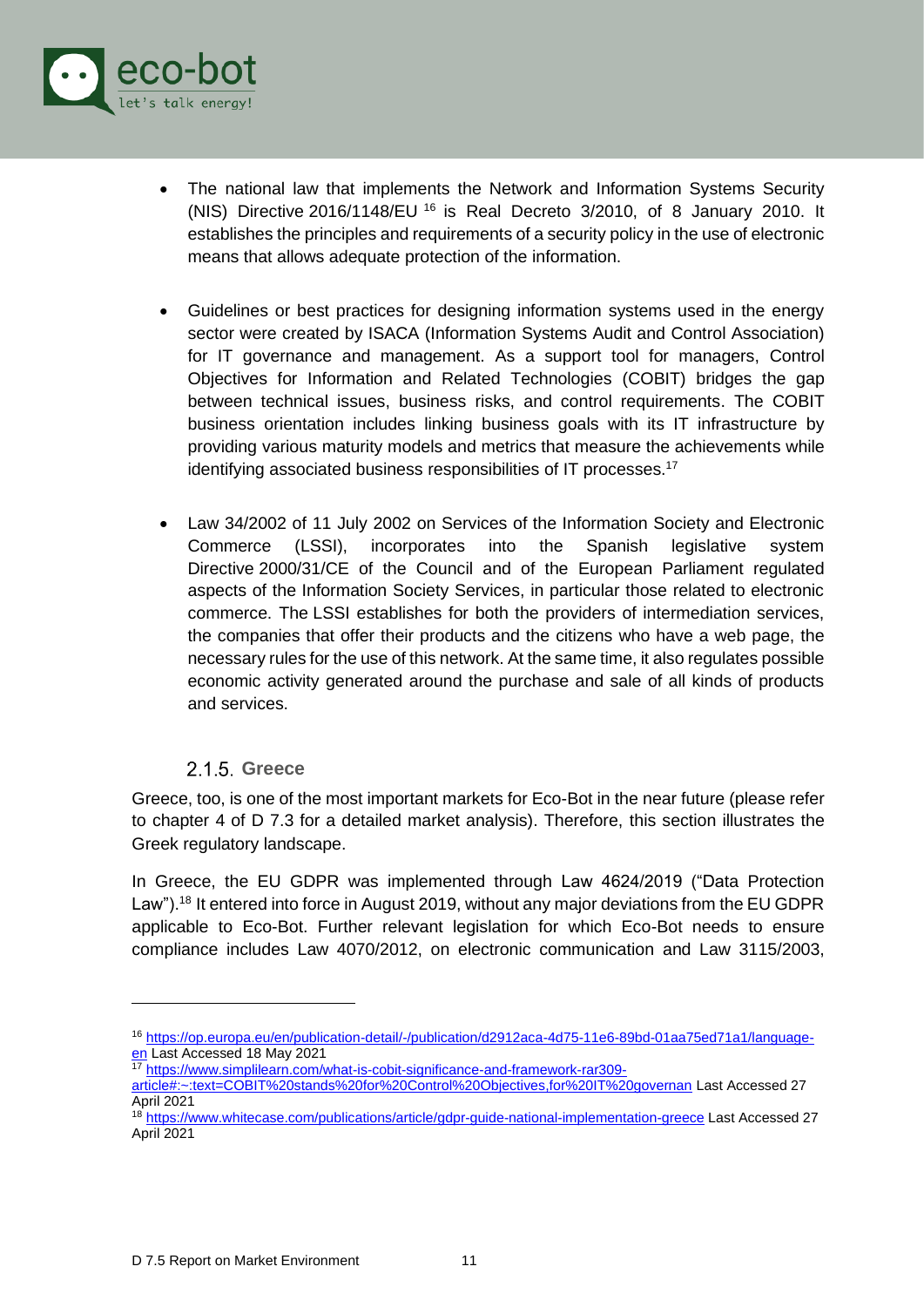- The national law that implements the Network and Information Systems Security (NIS) Directive 2016/1148/EU [16] is Real Decreto 3/2010, of 8 January 2010. It establishes the principles and requirements of a security policy in the use of electronic means that allows adequate protection of the information.

- Guidelines or best practices for designing information systems used in the energy sector were created by ISACA (Information Systems Audit and Control Association) for IT governance and management. As a support tool for managers, Control Objectives for Information and Related Technologies (COBIT) bridges the gap between technical issues, business risks, and control requirements. The COBIT business orientation includes linking business goals with its IT infrastructure by providing various maturity models and metrics that measure the achievements while identifying associated business responsibilities of IT processes.[17]

- Law 34/2002 of 11 July 2002 on Services of the Information Society and Electronic Commerce (LSSI), incorporates into the Spanish legislative system Directive 2000/31/CE of the Council and of the European Parliament regulated aspects of the Information Society Services, in particular those related to electronic commerce. The LSSI establishes for both the providers of intermediation services, the companies that offer their products and the citizens who have a web page, the necessary rules for the use of this network. At the same time, it also regulates possible economic activity generated around the purchase and sale of all kinds of products and services.

### 2.1.5. Greece

Greece, too, is one of the most important markets for Eco-Bot in the near future (please refer to chapter 4 of D 7.3 for a detailed market analysis). Therefore, this section illustrates the Greek regulatory landscape.

In Greece, the EU GDPR was implemented through Law 4624/2019 ("Data Protection Law").[18] It entered into force in August 2019, without any major deviations from the EU GDPR applicable to Eco-Bot. Further relevant legislation for which Eco-Bot needs to ensure compliance includes Law 4070/2012, on electronic communication and Law 3115/2003,

---

[16] https://op.europa.eu/en/publication-detail/-/publication/d2912aca-4d75-11e6-89bd-01aa75ed71a1/language-en Last Accessed 18 May 2021

[17] https://www.simplilearn.com/what-is-cobit-significance-and-framework-rar309-article#:~:text=COBIT%20stands%20for%20Control%20Objectives,for%20IT%20governan Last Accessed 27 April 2021

[18] https://www.whitecase.com/publications/article/gdpr-guide-national-implementation-greece Last Accessed 27 April 2021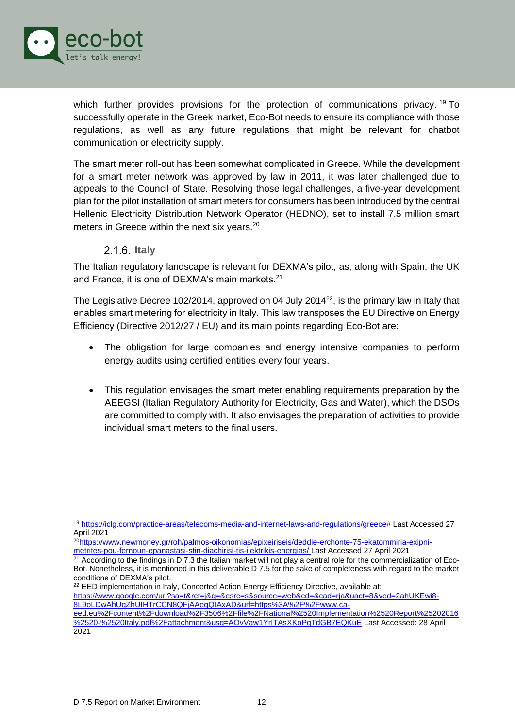which further provides provisions for the protection of communications privacy. [19] To successfully operate in the Greek market, Eco-Bot needs to ensure its compliance with those regulations, as well as any future regulations that might be relevant for chatbot communication or electricity supply.

The smart meter roll-out has been somewhat complicated in Greece. While the development for a smart meter network was approved by law in 2011, it was later challenged due to appeals to the Council of State. Resolving those legal challenges, a five-year development plan for the pilot installation of smart meters for consumers has been introduced by the central Hellenic Electricity Distribution Network Operator (HEDNO), set to install 7.5 million smart meters in Greece within the next six years.[20]

### 2.1.6. Italy

The Italian regulatory landscape is relevant for DEXMA's pilot, as, along with Spain, the UK and France, it is one of DEXMA's main markets.[21]

The Legislative Decree 102/2014, approved on 04 July 2014[22], is the primary law in Italy that enables smart metering for electricity in Italy. This law transposes the EU Directive on Energy Efficiency (Directive 2012/27 / EU) and its main points regarding Eco-Bot are:

- The obligation for large companies and energy intensive companies to perform energy audits using certified entities every four years.
- This regulation envisages the smart meter enabling requirements preparation by the AEEGSI (Italian Regulatory Authority for Electricity, Gas and Water), which the DSOs are committed to comply with. It also envisages the preparation of activities to provide individual smart meters to the final users.

---

[19] https://iclg.com/practice-areas/telecoms-media-and-internet-laws-and-regulations/greece# Last Accessed 27 April 2021

[20] https://www.newmoney.gr/roh/palmos-oikonomias/epixeiriseis/deddie-erchonte-75-ekatommiria-exipni-metrites-pou-fernoun-epanastasi-stin-diachirisi-tis-ilektrikis-energias/ Last Accessed 27 April 2021

[21] According to the findings in D 7.3 the Italian market will not play a central role for the commercialization of Eco-Bot. Nonetheless, it is mentioned in this deliverable D 7.5 for the sake of completeness with regard to the market conditions of DEXMA's pilot.

[22] EED implementation in Italy, Concerted Action Energy Efficiency Directive, available at: https://www.google.com/url?sa=t&rct=j&q=&esrc=s&source=web&cd=&cad=rja&uact=8&ved=2ahUKEwi8-8L9oLDwAhUqZhUIHTrCCN8QFjAAegQIAxAD&url=https%3A%2F%2Fwww.ca-eed.eu%2Fcontent%2Fdownload%2F3506%2Ffile%2FNational%2520Implementation%2520Report%25202016%2520-%2520Italy.pdf%2Fattachment&usg=AOvVaw1YrITAsXKoPqTdGB7EQKuE Last Accessed: 28 April 2021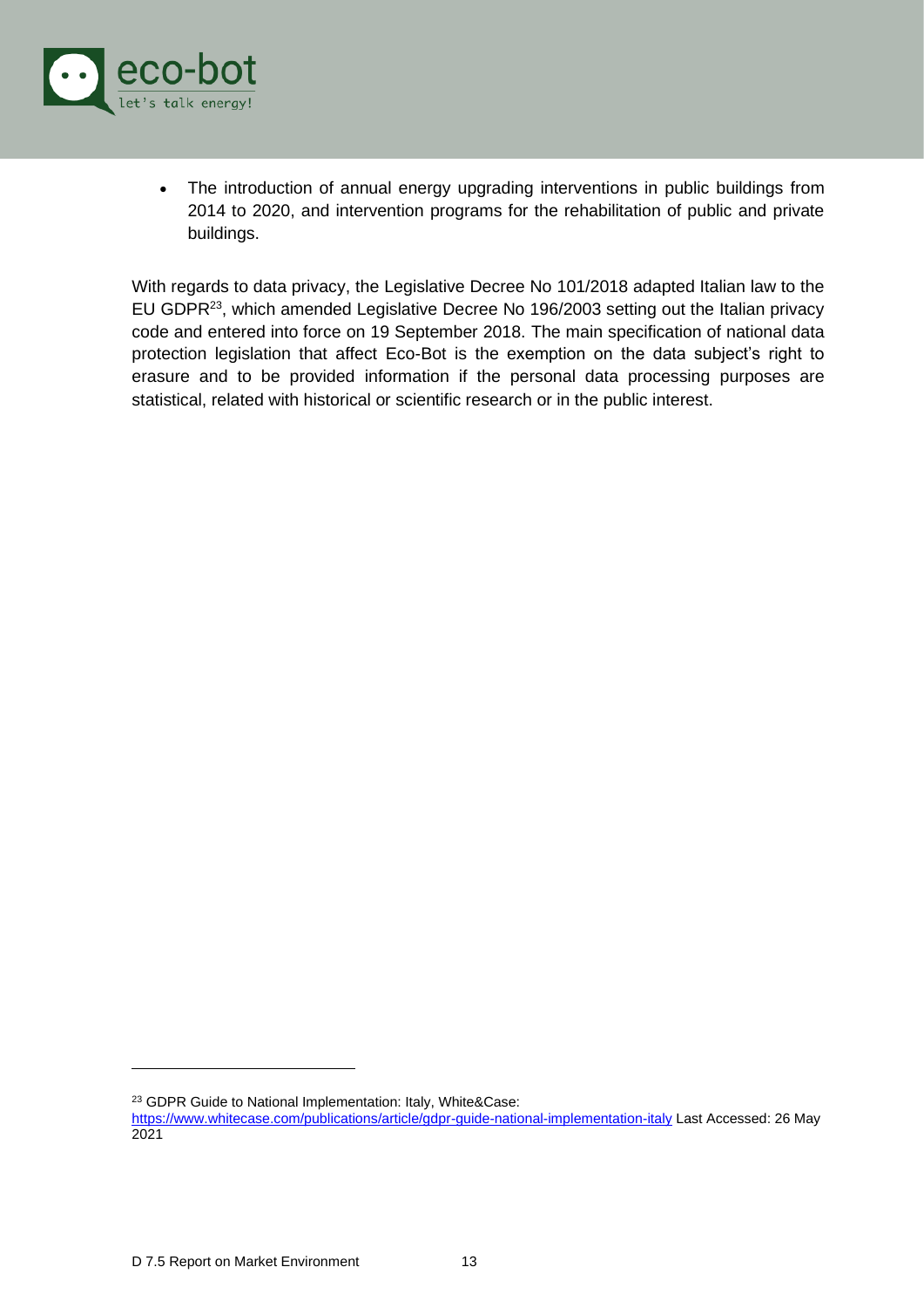- The introduction of annual energy upgrading interventions in public buildings from 2014 to 2020, and intervention programs for the rehabilitation of public and private buildings.

With regards to data privacy, the Legislative Decree No 101/2018 adapted Italian law to the EU GDPR[23], which amended Legislative Decree No 196/2003 setting out the Italian privacy code and entered into force on 19 September 2018. The main specification of national data protection legislation that affect Eco-Bot is the exemption on the data subject's right to erasure and to be provided information if the personal data processing purposes are statistical, related with historical or scientific research or in the public interest.

---

[23] GDPR Guide to National Implementation: Italy, White&Case: https://www.whitecase.com/publications/article/gdpr-guide-national-implementation-italy Last Accessed: 26 May 2021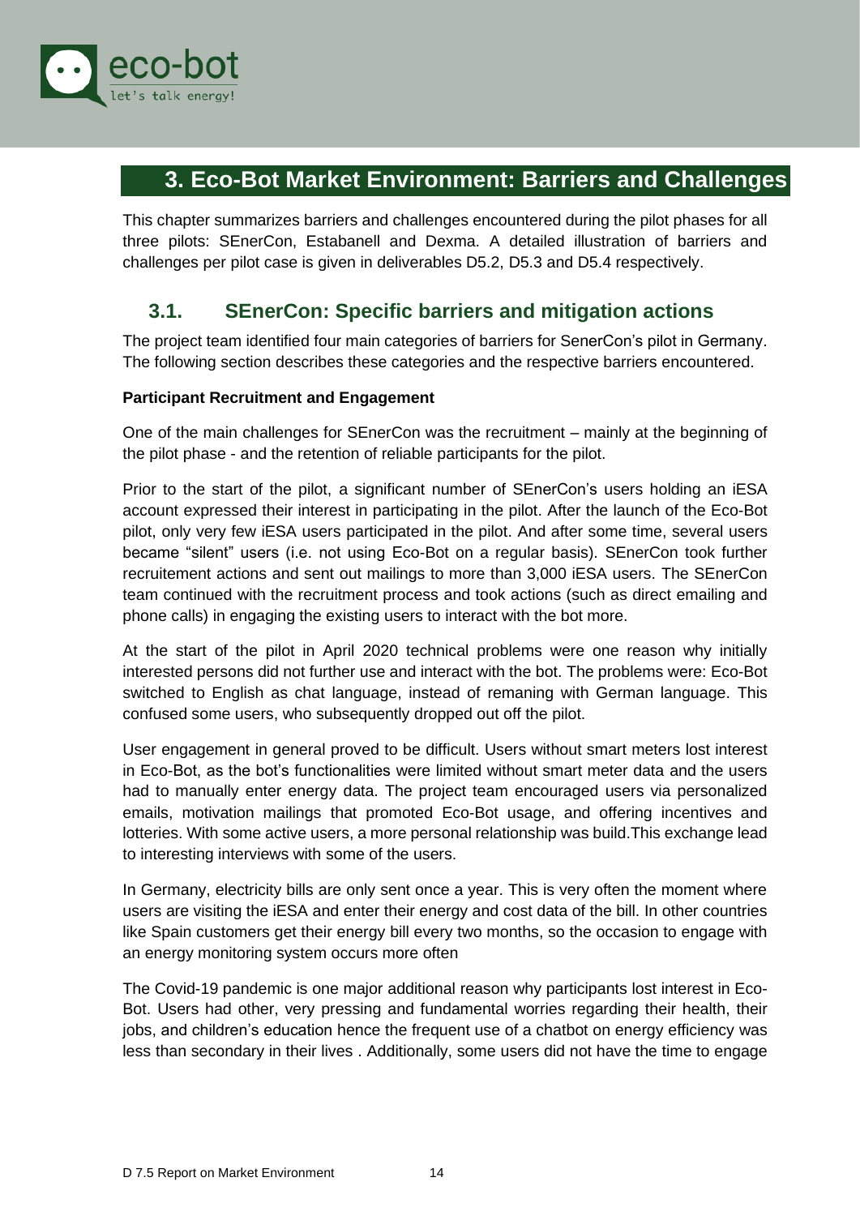# 3. Eco-Bot Market Environment: Barriers and Challenges

This chapter summarizes barriers and challenges encountered during the pilot phases for all three pilots: SEnerCon, Estabanell and Dexma. A detailed illustration of barriers and challenges per pilot case is given in deliverables D5.2, D5.3 and D5.4 respectively.

## 3.1. SEnerCon: Specific barriers and mitigation actions

The project team identified four main categories of barriers for SenerCon's pilot in Germany. The following section describes these categories and the respective barriers encountered.

**Participant Recruitment and Engagement**

One of the main challenges for SEnerCon was the recruitment – mainly at the beginning of the pilot phase - and the retention of reliable participants for the pilot.

Prior to the start of the pilot, a significant number of SEnerCon's users holding an iESA account expressed their interest in participating in the pilot. After the launch of the Eco-Bot pilot, only very few iESA users participated in the pilot. And after some time, several users became "silent" users (i.e. not using Eco-Bot on a regular basis). SEnerCon took further recruitement actions and sent out mailings to more than 3,000 iESA users. The SEnerCon team continued with the recruitment process and took actions (such as direct emailing and phone calls) in engaging the existing users to interact with the bot more.

At the start of the pilot in April 2020 technical problems were one reason why initially interested persons did not further use and interact with the bot. The problems were: Eco-Bot switched to English as chat language, instead of remaning with German language. This confused some users, who subsequently dropped out off the pilot.

User engagement in general proved to be difficult. Users without smart meters lost interest in Eco-Bot, as the bot's functionalities were limited without smart meter data and the users had to manually enter energy data. The project team encouraged users via personalized emails, motivation mailings that promoted Eco-Bot usage, and offering incentives and lotteries. With some active users, a more personal relationship was build.This exchange lead to interesting interviews with some of the users.

In Germany, electricity bills are only sent once a year. This is very often the moment where users are visiting the iESA and enter their energy and cost data of the bill. In other countries like Spain customers get their energy bill every two months, so the occasion to engage with an energy monitoring system occurs more often

The Covid-19 pandemic is one major additional reason why participants lost interest in Eco-Bot. Users had other, very pressing and fundamental worries regarding their health, their jobs, and children's education hence the frequent use of a chatbot on energy efficiency was less than secondary in their lives . Additionally, some users did not have the time to engage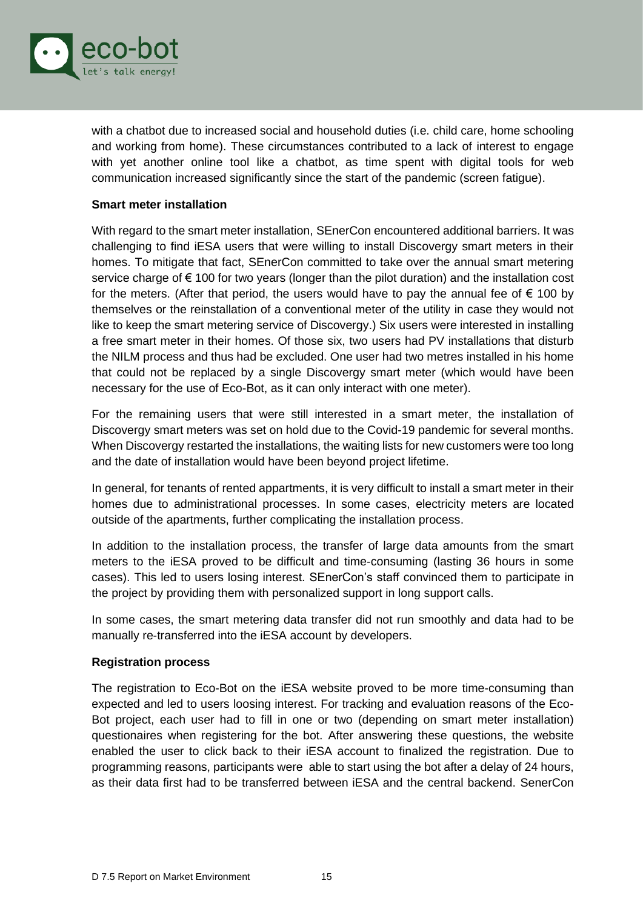with a chatbot due to increased social and household duties (i.e. child care, home schooling and working from home). These circumstances contributed to a lack of interest to engage with yet another online tool like a chatbot, as time spent with digital tools for web communication increased significantly since the start of the pandemic (screen fatigue).

**Smart meter installation**

With regard to the smart meter installation, SEnerCon encountered additional barriers. It was challenging to find iESA users that were willing to install Discovergy smart meters in their homes. To mitigate that fact, SEnerCon committed to take over the annual smart metering service charge of € 100 for two years (longer than the pilot duration) and the installation cost for the meters. (After that period, the users would have to pay the annual fee of € 100 by themselves or the reinstallation of a conventional meter of the utility in case they would not like to keep the smart metering service of Discovergy.) Six users were interested in installing a free smart meter in their homes. Of those six, two users had PV installations that disturb the NILM process and thus had be excluded. One user had two metres installed in his home that could not be replaced by a single Discovergy smart meter (which would have been necessary for the use of Eco-Bot, as it can only interact with one meter).

For the remaining users that were still interested in a smart meter, the installation of Discovergy smart meters was set on hold due to the Covid-19 pandemic for several months. When Discovergy restarted the installations, the waiting lists for new customers were too long and the date of installation would have been beyond project lifetime.

In general, for tenants of rented appartments, it is very difficult to install a smart meter in their homes due to administrational processes. In some cases, electricity meters are located outside of the apartments, further complicating the installation process.

In addition to the installation process, the transfer of large data amounts from the smart meters to the iESA proved to be difficult and time-consuming (lasting 36 hours in some cases). This led to users losing interest. SEnerCon's staff convinced them to participate in the project by providing them with personalized support in long support calls.

In some cases, the smart metering data transfer did not run smoothly and data had to be manually re-transferred into the iESA account by developers.

**Registration process**

The registration to Eco-Bot on the iESA website proved to be more time-consuming than expected and led to users loosing interest. For tracking and evaluation reasons of the Eco-Bot project, each user had to fill in one or two (depending on smart meter installation) questionaires when registering for the bot. After answering these questions, the website enabled the user to click back to their iESA account to finalized the registration. Due to programming reasons, participants were able to start using the bot after a delay of 24 hours, as their data first had to be transferred between iESA and the central backend. SenerCon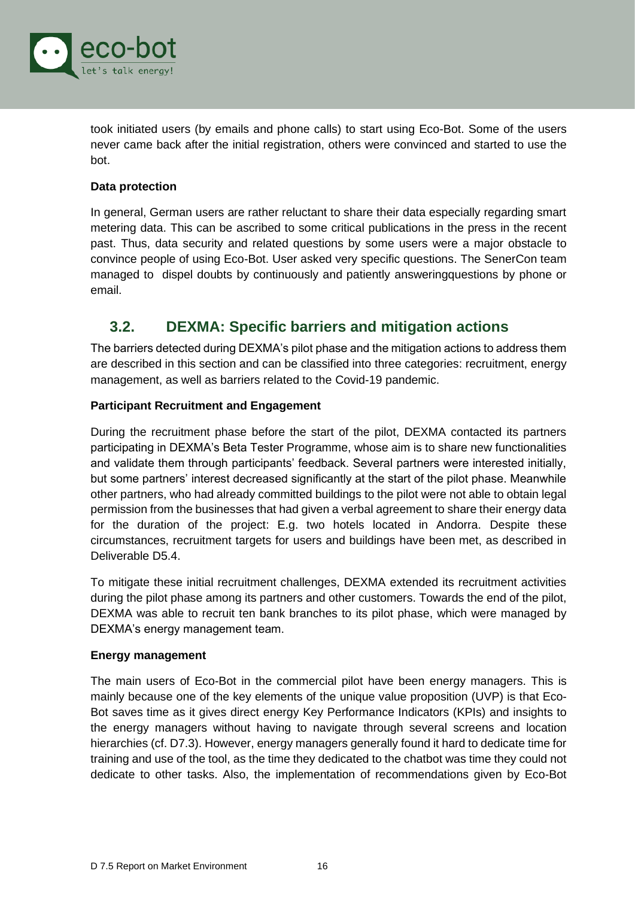took initiated users (by emails and phone calls) to start using Eco-Bot. Some of the users never came back after the initial registration, others were convinced and started to use the bot.

**Data protection**

In general, German users are rather reluctant to share their data especially regarding smart metering data. This can be ascribed to some critical publications in the press in the recent past. Thus, data security and related questions by some users were a major obstacle to convince people of using Eco-Bot. User asked very specific questions. The SenerCon team managed to dispel doubts by continuously and patiently answeringquestions by phone or email.

## 3.2. DEXMA: Specific barriers and mitigation actions

The barriers detected during DEXMA's pilot phase and the mitigation actions to address them are described in this section and can be classified into three categories: recruitment, energy management, as well as barriers related to the Covid-19 pandemic.

**Participant Recruitment and Engagement**

During the recruitment phase before the start of the pilot, DEXMA contacted its partners participating in DEXMA's Beta Tester Programme, whose aim is to share new functionalities and validate them through participants' feedback. Several partners were interested initially, but some partners' interest decreased significantly at the start of the pilot phase. Meanwhile other partners, who had already committed buildings to the pilot were not able to obtain legal permission from the businesses that had given a verbal agreement to share their energy data for the duration of the project: E.g. two hotels located in Andorra. Despite these circumstances, recruitment targets for users and buildings have been met, as described in Deliverable D5.4.

To mitigate these initial recruitment challenges, DEXMA extended its recruitment activities during the pilot phase among its partners and other customers. Towards the end of the pilot, DEXMA was able to recruit ten bank branches to its pilot phase, which were managed by DEXMA's energy management team.

**Energy management**

The main users of Eco-Bot in the commercial pilot have been energy managers. This is mainly because one of the key elements of the unique value proposition (UVP) is that Eco-Bot saves time as it gives direct energy Key Performance Indicators (KPIs) and insights to the energy managers without having to navigate through several screens and location hierarchies (cf. D7.3). However, energy managers generally found it hard to dedicate time for training and use of the tool, as the time they dedicated to the chatbot was time they could not dedicate to other tasks. Also, the implementation of recommendations given by Eco-Bot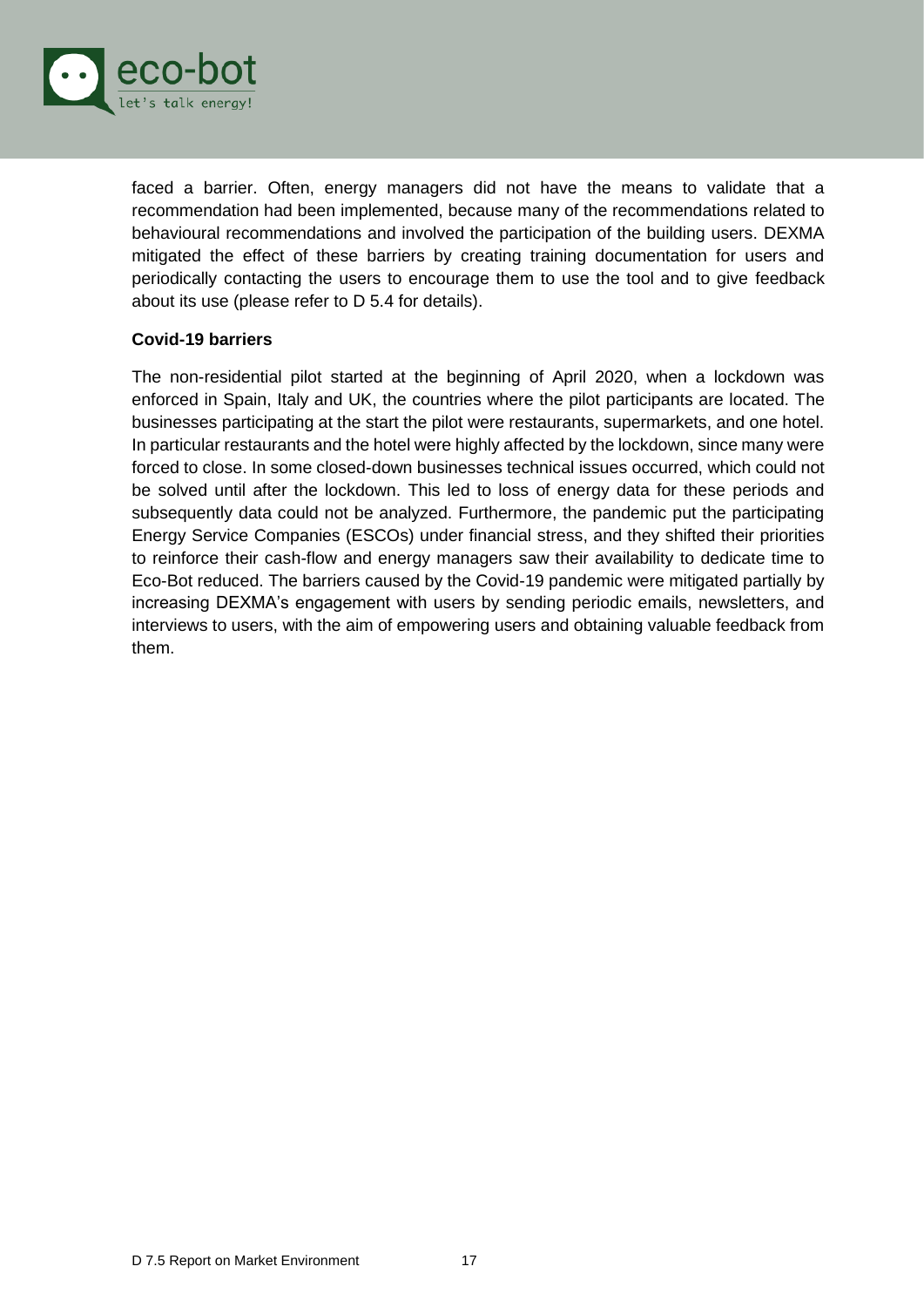faced a barrier. Often, energy managers did not have the means to validate that a recommendation had been implemented, because many of the recommendations related to behavioural recommendations and involved the participation of the building users. DEXMA mitigated the effect of these barriers by creating training documentation for users and periodically contacting the users to encourage them to use the tool and to give feedback about its use (please refer to D 5.4 for details).

**Covid-19 barriers**

The non-residential pilot started at the beginning of April 2020, when a lockdown was enforced in Spain, Italy and UK, the countries where the pilot participants are located. The businesses participating at the start the pilot were restaurants, supermarkets, and one hotel. In particular restaurants and the hotel were highly affected by the lockdown, since many were forced to close. In some closed-down businesses technical issues occurred, which could not be solved until after the lockdown. This led to loss of energy data for these periods and subsequently data could not be analyzed. Furthermore, the pandemic put the participating Energy Service Companies (ESCOs) under financial stress, and they shifted their priorities to reinforce their cash-flow and energy managers saw their availability to dedicate time to Eco-Bot reduced. The barriers caused by the Covid-19 pandemic were mitigated partially by increasing DEXMA's engagement with users by sending periodic emails, newsletters, and interviews to users, with the aim of empowering users and obtaining valuable feedback from them.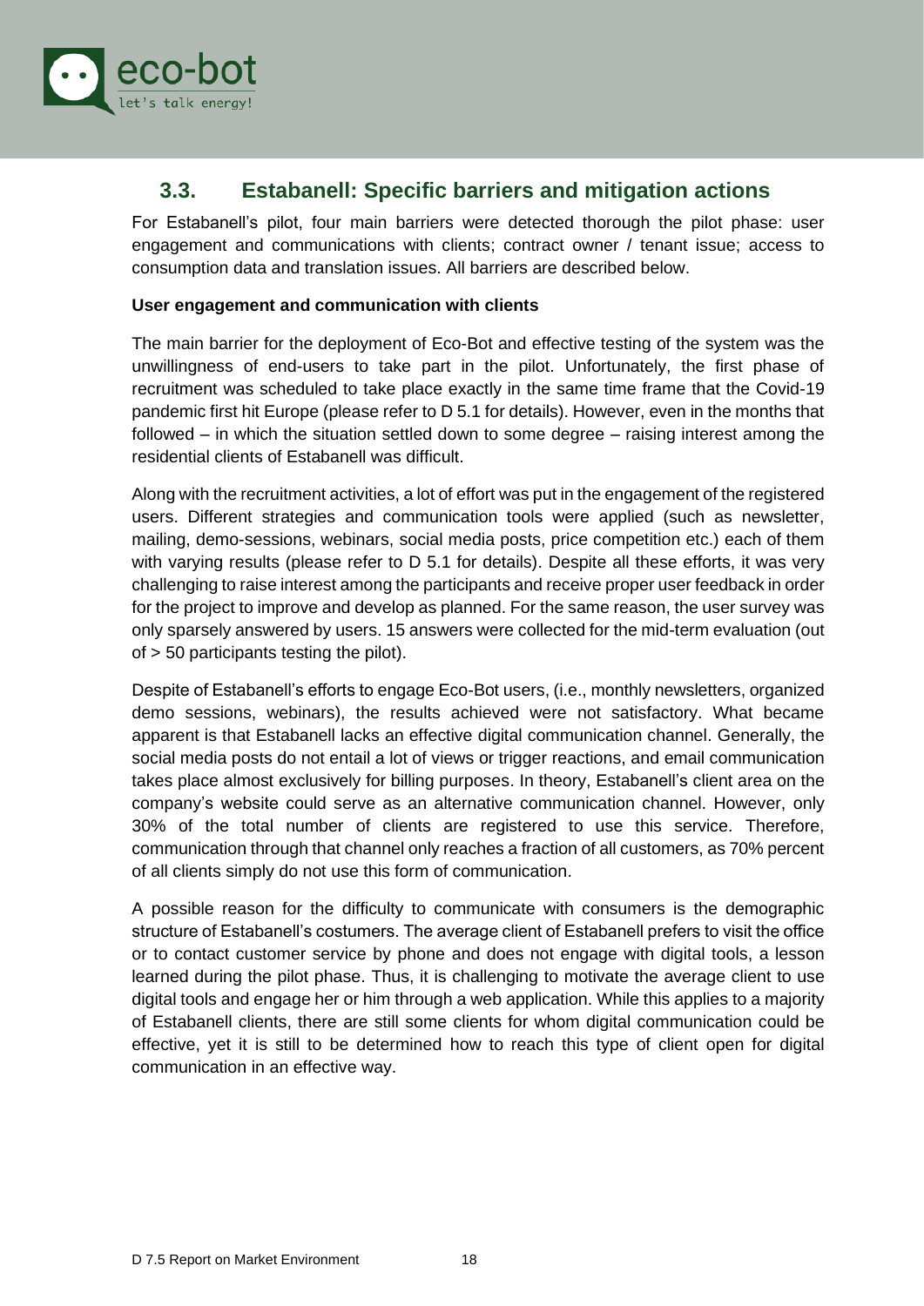## 3.3. Estabanell: Specific barriers and mitigation actions

For Estabanell's pilot, four main barriers were detected thorough the pilot phase: user engagement and communications with clients; contract owner / tenant issue; access to consumption data and translation issues. All barriers are described below.

**User engagement and communication with clients**

The main barrier for the deployment of Eco-Bot and effective testing of the system was the unwillingness of end-users to take part in the pilot. Unfortunately, the first phase of recruitment was scheduled to take place exactly in the same time frame that the Covid-19 pandemic first hit Europe (please refer to D 5.1 for details). However, even in the months that followed – in which the situation settled down to some degree – raising interest among the residential clients of Estabanell was difficult.

Along with the recruitment activities, a lot of effort was put in the engagement of the registered users. Different strategies and communication tools were applied (such as newsletter, mailing, demo-sessions, webinars, social media posts, price competition etc.) each of them with varying results (please refer to D 5.1 for details). Despite all these efforts, it was very challenging to raise interest among the participants and receive proper user feedback in order for the project to improve and develop as planned. For the same reason, the user survey was only sparsely answered by users. 15 answers were collected for the mid-term evaluation (out of > 50 participants testing the pilot).

Despite of Estabanell's efforts to engage Eco-Bot users, (i.e., monthly newsletters, organized demo sessions, webinars), the results achieved were not satisfactory. What became apparent is that Estabanell lacks an effective digital communication channel. Generally, the social media posts do not entail a lot of views or trigger reactions, and email communication takes place almost exclusively for billing purposes. In theory, Estabanell's client area on the company's website could serve as an alternative communication channel. However, only 30% of the total number of clients are registered to use this service. Therefore, communication through that channel only reaches a fraction of all customers, as 70% percent of all clients simply do not use this form of communication.

A possible reason for the difficulty to communicate with consumers is the demographic structure of Estabanell's costumers. The average client of Estabanell prefers to visit the office or to contact customer service by phone and does not engage with digital tools, a lesson learned during the pilot phase. Thus, it is challenging to motivate the average client to use digital tools and engage her or him through a web application. While this applies to a majority of Estabanell clients, there are still some clients for whom digital communication could be effective, yet it is still to be determined how to reach this type of client open for digital communication in an effective way.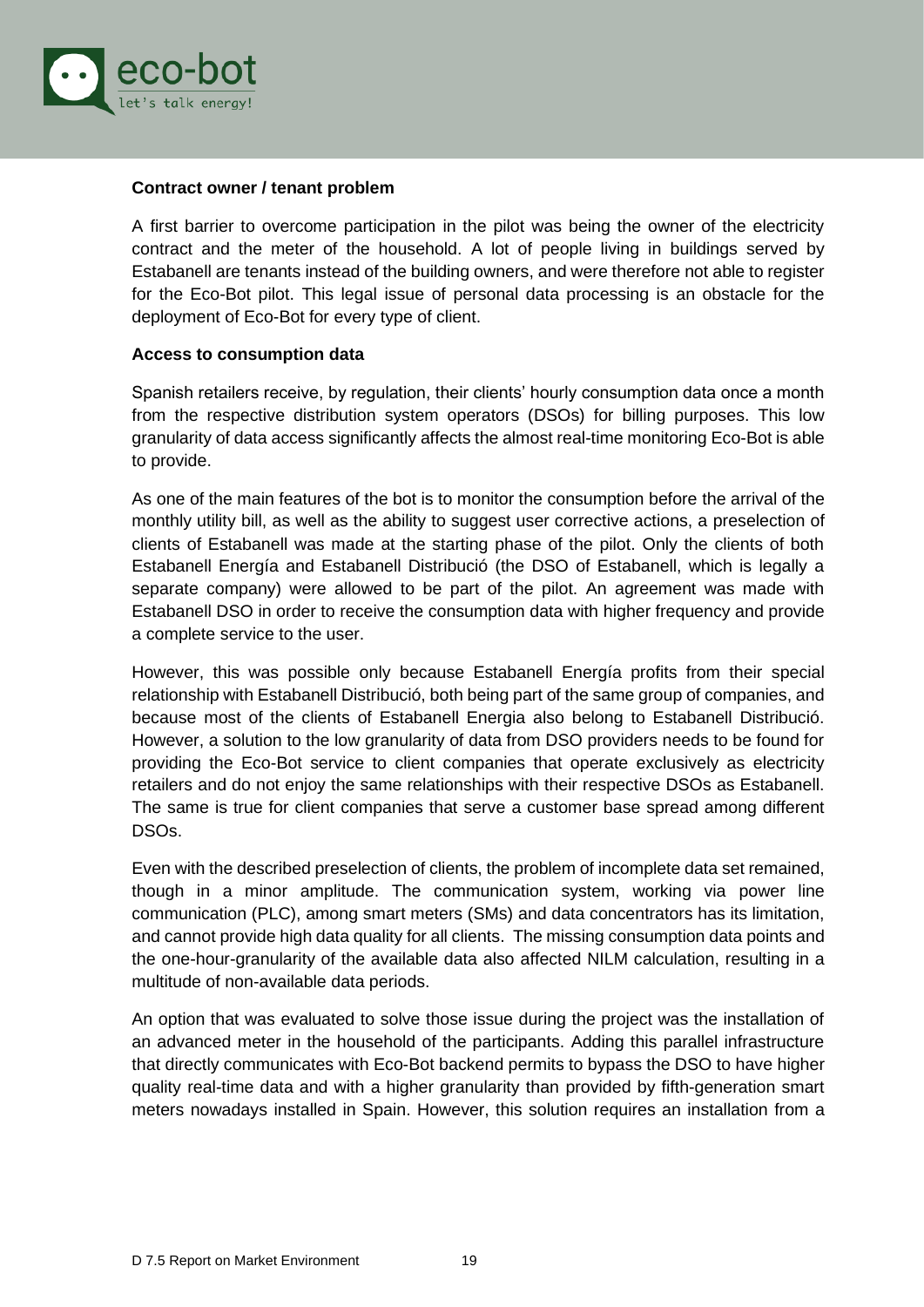**Contract owner / tenant problem**

A first barrier to overcome participation in the pilot was being the owner of the electricity contract and the meter of the household. A lot of people living in buildings served by Estabanell are tenants instead of the building owners, and were therefore not able to register for the Eco-Bot pilot. This legal issue of personal data processing is an obstacle for the deployment of Eco-Bot for every type of client.

**Access to consumption data**

Spanish retailers receive, by regulation, their clients' hourly consumption data once a month from the respective distribution system operators (DSOs) for billing purposes. This low granularity of data access significantly affects the almost real-time monitoring Eco-Bot is able to provide.

As one of the main features of the bot is to monitor the consumption before the arrival of the monthly utility bill, as well as the ability to suggest user corrective actions, a preselection of clients of Estabanell was made at the starting phase of the pilot. Only the clients of both Estabanell Energía and Estabanell Distribució (the DSO of Estabanell, which is legally a separate company) were allowed to be part of the pilot. An agreement was made with Estabanell DSO in order to receive the consumption data with higher frequency and provide a complete service to the user.

However, this was possible only because Estabanell Energía profits from their special relationship with Estabanell Distribució, both being part of the same group of companies, and because most of the clients of Estabanell Energia also belong to Estabanell Distribució. However, a solution to the low granularity of data from DSO providers needs to be found for providing the Eco-Bot service to client companies that operate exclusively as electricity retailers and do not enjoy the same relationships with their respective DSOs as Estabanell. The same is true for client companies that serve a customer base spread among different DSOs.

Even with the described preselection of clients, the problem of incomplete data set remained, though in a minor amplitude. The communication system, working via power line communication (PLC), among smart meters (SMs) and data concentrators has its limitation, and cannot provide high data quality for all clients. The missing consumption data points and the one-hour-granularity of the available data also affected NILM calculation, resulting in a multitude of non-available data periods.

An option that was evaluated to solve those issue during the project was the installation of an advanced meter in the household of the participants. Adding this parallel infrastructure that directly communicates with Eco-Bot backend permits to bypass the DSO to have higher quality real-time data and with a higher granularity than provided by fifth-generation smart meters nowadays installed in Spain. However, this solution requires an installation from a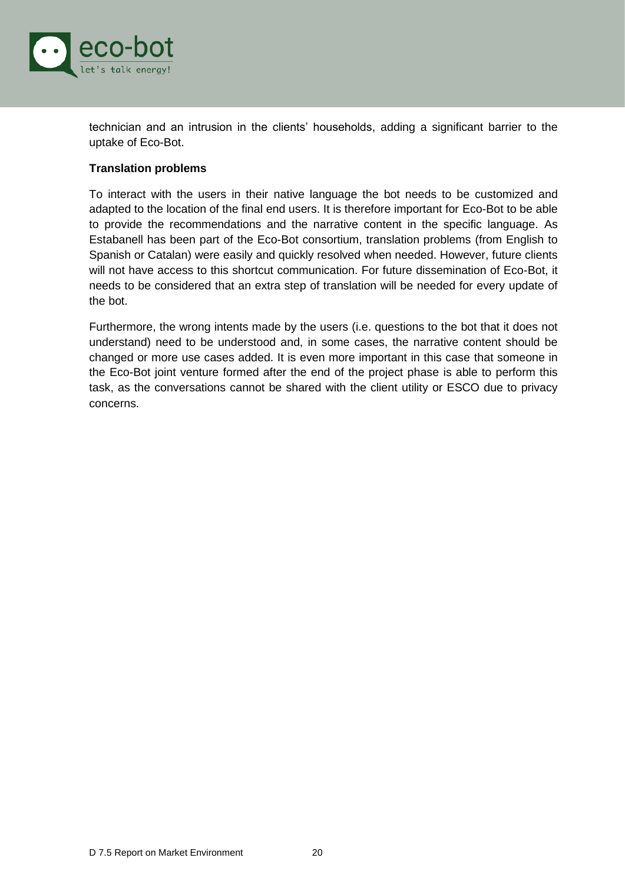technician and an intrusion in the clients' households, adding a significant barrier to the uptake of Eco-Bot.

**Translation problems**

To interact with the users in their native language the bot needs to be customized and adapted to the location of the final end users. It is therefore important for Eco-Bot to be able to provide the recommendations and the narrative content in the specific language. As Estabanell has been part of the Eco-Bot consortium, translation problems (from English to Spanish or Catalan) were easily and quickly resolved when needed. However, future clients will not have access to this shortcut communication. For future dissemination of Eco-Bot, it needs to be considered that an extra step of translation will be needed for every update of the bot.

Furthermore, the wrong intents made by the users (i.e. questions to the bot that it does not understand) need to be understood and, in some cases, the narrative content should be changed or more use cases added. It is even more important in this case that someone in the Eco-Bot joint venture formed after the end of the project phase is able to perform this task, as the conversations cannot be shared with the client utility or ESCO due to privacy concerns.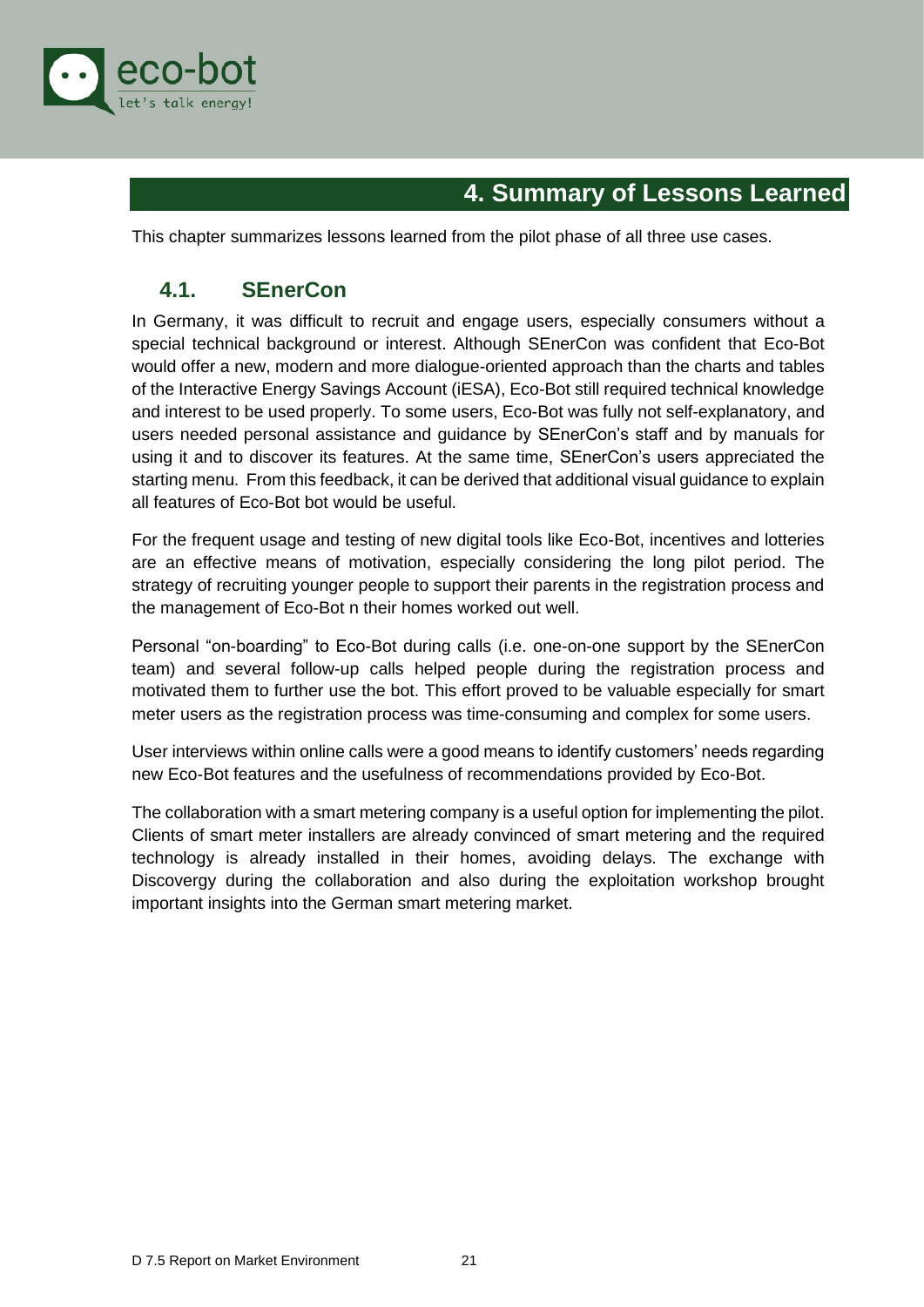# 4. Summary of Lessons Learned

This chapter summarizes lessons learned from the pilot phase of all three use cases.

## 4.1. SEnerCon

In Germany, it was difficult to recruit and engage users, especially consumers without a special technical background or interest. Although SEnerCon was confident that Eco-Bot would offer a new, modern and more dialogue-oriented approach than the charts and tables of the Interactive Energy Savings Account (iESA), Eco-Bot still required technical knowledge and interest to be used properly. To some users, Eco-Bot was fully not self-explanatory, and users needed personal assistance and guidance by SEnerCon's staff and by manuals for using it and to discover its features. At the same time, SEnerCon's users appreciated the starting menu. From this feedback, it can be derived that additional visual guidance to explain all features of Eco-Bot bot would be useful.

For the frequent usage and testing of new digital tools like Eco-Bot, incentives and lotteries are an effective means of motivation, especially considering the long pilot period. The strategy of recruiting younger people to support their parents in the registration process and the management of Eco-Bot n their homes worked out well.

Personal "on-boarding" to Eco-Bot during calls (i.e. one-on-one support by the SEnerCon team) and several follow-up calls helped people during the registration process and motivated them to further use the bot. This effort proved to be valuable especially for smart meter users as the registration process was time-consuming and complex for some users.

User interviews within online calls were a good means to identify customers' needs regarding new Eco-Bot features and the usefulness of recommendations provided by Eco-Bot.

The collaboration with a smart metering company is a useful option for implementing the pilot. Clients of smart meter installers are already convinced of smart metering and the required technology is already installed in their homes, avoiding delays. The exchange with Discovergy during the collaboration and also during the exploitation workshop brought important insights into the German smart metering market.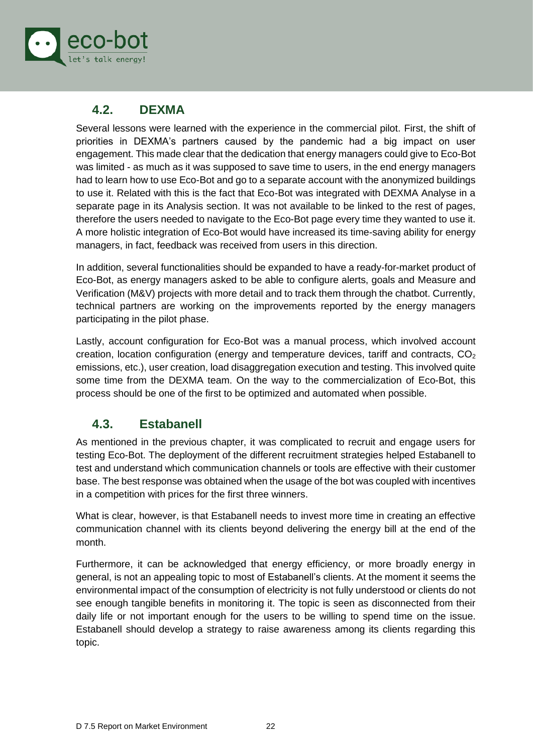## 4.2. DEXMA

Several lessons were learned with the experience in the commercial pilot. First, the shift of priorities in DEXMA's partners caused by the pandemic had a big impact on user engagement. This made clear that the dedication that energy managers could give to Eco-Bot was limited - as much as it was supposed to save time to users, in the end energy managers had to learn how to use Eco-Bot and go to a separate account with the anonymized buildings to use it. Related with this is the fact that Eco-Bot was integrated with DEXMA Analyse in a separate page in its Analysis section. It was not available to be linked to the rest of pages, therefore the users needed to navigate to the Eco-Bot page every time they wanted to use it. A more holistic integration of Eco-Bot would have increased its time-saving ability for energy managers, in fact, feedback was received from users in this direction.

In addition, several functionalities should be expanded to have a ready-for-market product of Eco-Bot, as energy managers asked to be able to configure alerts, goals and Measure and Verification (M&V) projects with more detail and to track them through the chatbot. Currently, technical partners are working on the improvements reported by the energy managers participating in the pilot phase.

Lastly, account configuration for Eco-Bot was a manual process, which involved account creation, location configuration (energy and temperature devices, tariff and contracts, $CO_2$ emissions, etc.), user creation, load disaggregation execution and testing. This involved quite some time from the DEXMA team. On the way to the commercialization of Eco-Bot, this process should be one of the first to be optimized and automated when possible.

## 4.3. Estabanell

As mentioned in the previous chapter, it was complicated to recruit and engage users for testing Eco-Bot. The deployment of the different recruitment strategies helped Estabanell to test and understand which communication channels or tools are effective with their customer base. The best response was obtained when the usage of the bot was coupled with incentives in a competition with prices for the first three winners.

What is clear, however, is that Estabanell needs to invest more time in creating an effective communication channel with its clients beyond delivering the energy bill at the end of the month.

Furthermore, it can be acknowledged that energy efficiency, or more broadly energy in general, is not an appealing topic to most of Estabanell's clients. At the moment it seems the environmental impact of the consumption of electricity is not fully understood or clients do not see enough tangible benefits in monitoring it. The topic is seen as disconnected from their daily life or not important enough for the users to be willing to spend time on the issue. Estabanell should develop a strategy to raise awareness among its clients regarding this topic.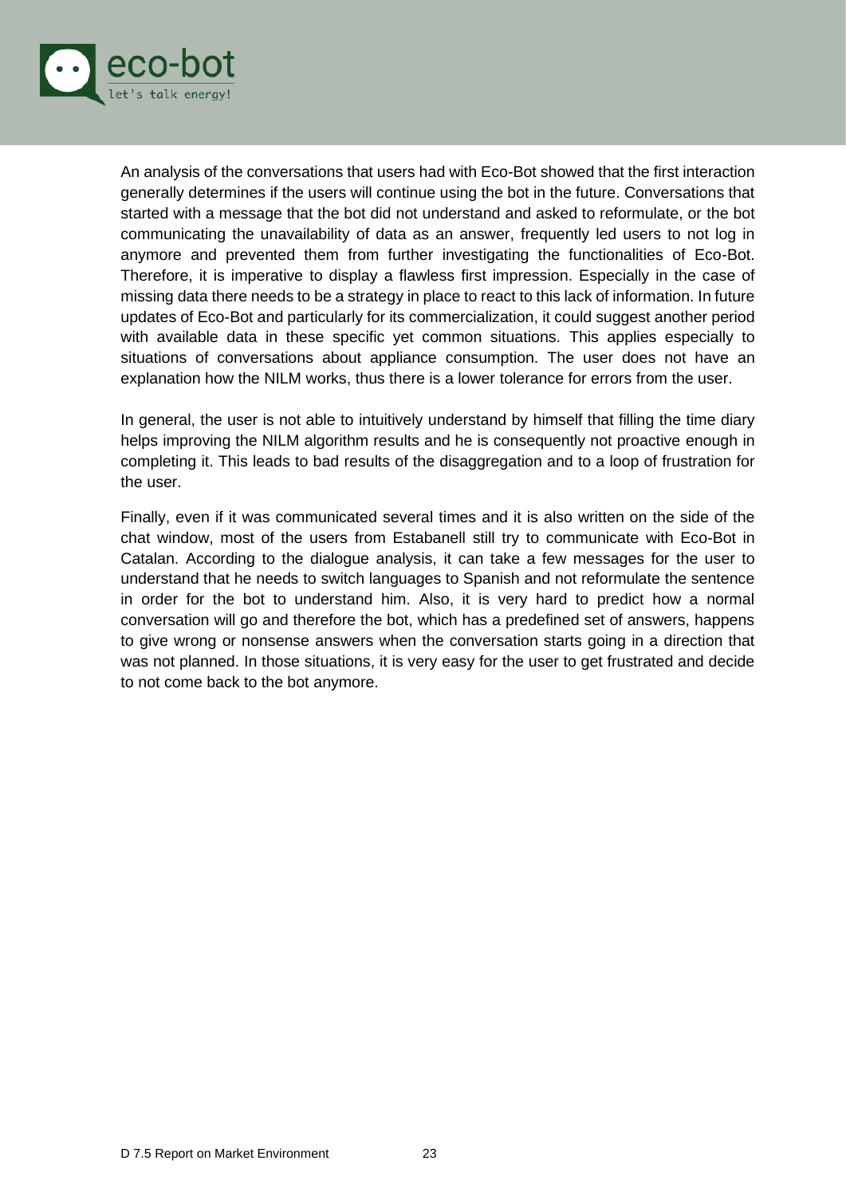An analysis of the conversations that users had with Eco-Bot showed that the first interaction generally determines if the users will continue using the bot in the future. Conversations that started with a message that the bot did not understand and asked to reformulate, or the bot communicating the unavailability of data as an answer, frequently led users to not log in anymore and prevented them from further investigating the functionalities of Eco-Bot. Therefore, it is imperative to display a flawless first impression. Especially in the case of missing data there needs to be a strategy in place to react to this lack of information. In future updates of Eco-Bot and particularly for its commercialization, it could suggest another period with available data in these specific yet common situations. This applies especially to situations of conversations about appliance consumption. The user does not have an explanation how the NILM works, thus there is a lower tolerance for errors from the user.

In general, the user is not able to intuitively understand by himself that filling the time diary helps improving the NILM algorithm results and he is consequently not proactive enough in completing it. This leads to bad results of the disaggregation and to a loop of frustration for the user.

Finally, even if it was communicated several times and it is also written on the side of the chat window, most of the users from Estabanell still try to communicate with Eco-Bot in Catalan. According to the dialogue analysis, it can take a few messages for the user to understand that he needs to switch languages to Spanish and not reformulate the sentence in order for the bot to understand him. Also, it is very hard to predict how a normal conversation will go and therefore the bot, which has a predefined set of answers, happens to give wrong or nonsense answers when the conversation starts going in a direction that was not planned. In those situations, it is very easy for the user to get frustrated and decide to not come back to the bot anymore.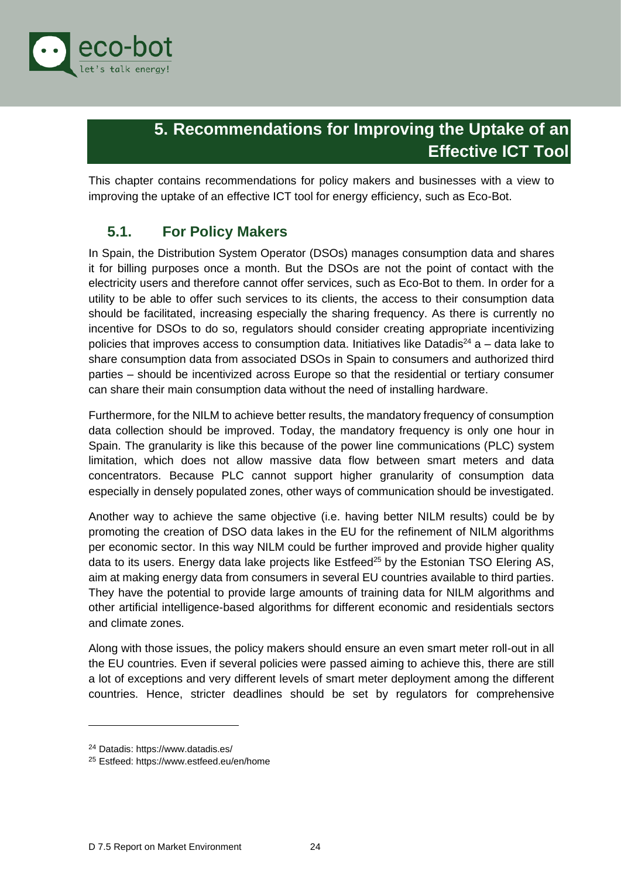# 5. Recommendations for Improving the Uptake of an Effective ICT Tool

This chapter contains recommendations for policy makers and businesses with a view to improving the uptake of an effective ICT tool for energy efficiency, such as Eco-Bot.

## 5.1. For Policy Makers

In Spain, the Distribution System Operator (DSOs) manages consumption data and shares it for billing purposes once a month. But the DSOs are not the point of contact with the electricity users and therefore cannot offer services, such as Eco-Bot to them. In order for a utility to be able to offer such services to its clients, the access to their consumption data should be facilitated, increasing especially the sharing frequency. As there is currently no incentive for DSOs to do so, regulators should consider creating appropriate incentivizing policies that improves access to consumption data. Initiatives like Datadis[24] a – data lake to share consumption data from associated DSOs in Spain to consumers and authorized third parties – should be incentivized across Europe so that the residential or tertiary consumer can share their main consumption data without the need of installing hardware.

Furthermore, for the NILM to achieve better results, the mandatory frequency of consumption data collection should be improved. Today, the mandatory frequency is only one hour in Spain. The granularity is like this because of the power line communications (PLC) system limitation, which does not allow massive data flow between smart meters and data concentrators. Because PLC cannot support higher granularity of consumption data especially in densely populated zones, other ways of communication should be investigated.

Another way to achieve the same objective (i.e. having better NILM results) could be by promoting the creation of DSO data lakes in the EU for the refinement of NILM algorithms per economic sector. In this way NILM could be further improved and provide higher quality data to its users. Energy data lake projects like Estfeed[25] by the Estonian TSO Elering AS, aim at making energy data from consumers in several EU countries available to third parties. They have the potential to provide large amounts of training data for NILM algorithms and other artificial intelligence-based algorithms for different economic and residentials sectors and climate zones.

Along with those issues, the policy makers should ensure an even smart meter roll-out in all the EU countries. Even if several policies were passed aiming to achieve this, there are still a lot of exceptions and very different levels of smart meter deployment among the different countries. Hence, stricter deadlines should be set by regulators for comprehensive

---

[24] Datadis: https://www.datadis.es/

[25] Estfeed: https://www.estfeed.eu/en/home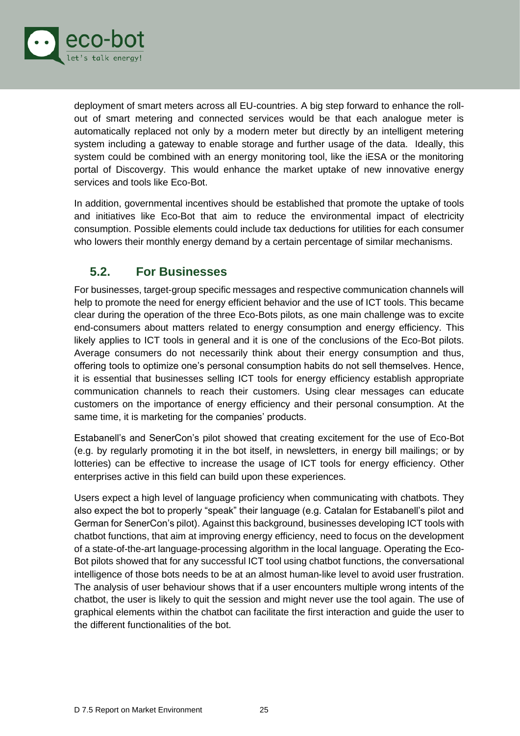deployment of smart meters across all EU-countries. A big step forward to enhance the roll-out of smart metering and connected services would be that each analogue meter is automatically replaced not only by a modern meter but directly by an intelligent metering system including a gateway to enable storage and further usage of the data. Ideally, this system could be combined with an energy monitoring tool, like the iESA or the monitoring portal of Discovergy. This would enhance the market uptake of new innovative energy services and tools like Eco-Bot.

In addition, governmental incentives should be established that promote the uptake of tools and initiatives like Eco-Bot that aim to reduce the environmental impact of electricity consumption. Possible elements could include tax deductions for utilities for each consumer who lowers their monthly energy demand by a certain percentage of similar mechanisms.

## 5.2. For Businesses

For businesses, target-group specific messages and respective communication channels will help to promote the need for energy efficient behavior and the use of ICT tools. This became clear during the operation of the three Eco-Bots pilots, as one main challenge was to excite end-consumers about matters related to energy consumption and energy efficiency. This likely applies to ICT tools in general and it is one of the conclusions of the Eco-Bot pilots. Average consumers do not necessarily think about their energy consumption and thus, offering tools to optimize one's personal consumption habits do not sell themselves. Hence, it is essential that businesses selling ICT tools for energy efficiency establish appropriate communication channels to reach their customers. Using clear messages can educate customers on the importance of energy efficiency and their personal consumption. At the same time, it is marketing for the companies' products.

Estabanell's and SenerCon's pilot showed that creating excitement for the use of Eco-Bot (e.g. by regularly promoting it in the bot itself, in newsletters, in energy bill mailings; or by lotteries) can be effective to increase the usage of ICT tools for energy efficiency. Other enterprises active in this field can build upon these experiences.

Users expect a high level of language proficiency when communicating with chatbots. They also expect the bot to properly "speak" their language (e.g. Catalan for Estabanell's pilot and German for SenerCon's pilot). Against this background, businesses developing ICT tools with chatbot functions, that aim at improving energy efficiency, need to focus on the development of a state-of-the-art language-processing algorithm in the local language. Operating the Eco-Bot pilots showed that for any successful ICT tool using chatbot functions, the conversational intelligence of those bots needs to be at an almost human-like level to avoid user frustration. The analysis of user behaviour shows that if a user encounters multiple wrong intents of the chatbot, the user is likely to quit the session and might never use the tool again. The use of graphical elements within the chatbot can facilitate the first interaction and guide the user to the different functionalities of the bot.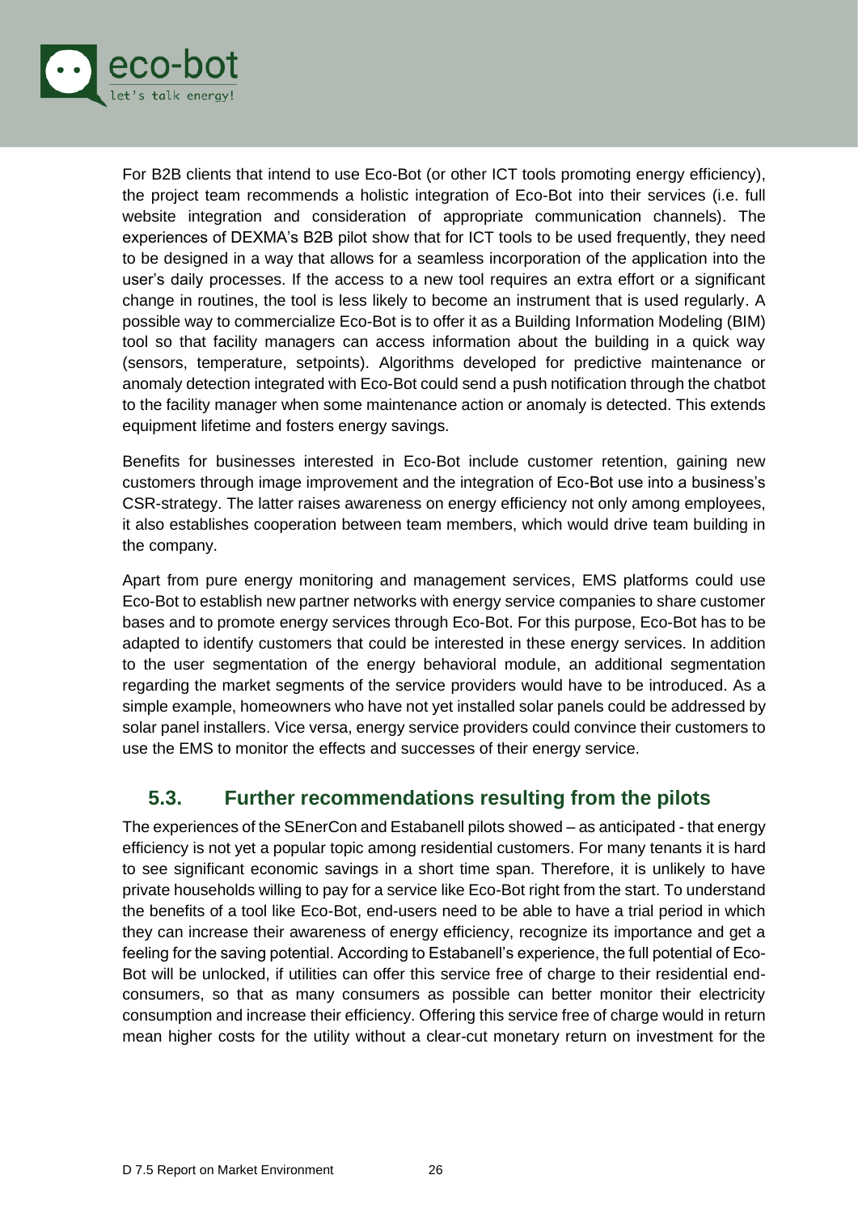For B2B clients that intend to use Eco-Bot (or other ICT tools promoting energy efficiency), the project team recommends a holistic integration of Eco-Bot into their services (i.e. full website integration and consideration of appropriate communication channels). The experiences of DEXMA's B2B pilot show that for ICT tools to be used frequently, they need to be designed in a way that allows for a seamless incorporation of the application into the user's daily processes. If the access to a new tool requires an extra effort or a significant change in routines, the tool is less likely to become an instrument that is used regularly. A possible way to commercialize Eco-Bot is to offer it as a Building Information Modeling (BIM) tool so that facility managers can access information about the building in a quick way (sensors, temperature, setpoints). Algorithms developed for predictive maintenance or anomaly detection integrated with Eco-Bot could send a push notification through the chatbot to the facility manager when some maintenance action or anomaly is detected. This extends equipment lifetime and fosters energy savings.

Benefits for businesses interested in Eco-Bot include customer retention, gaining new customers through image improvement and the integration of Eco-Bot use into a business's CSR-strategy. The latter raises awareness on energy efficiency not only among employees, it also establishes cooperation between team members, which would drive team building in the company.

Apart from pure energy monitoring and management services, EMS platforms could use Eco-Bot to establish new partner networks with energy service companies to share customer bases and to promote energy services through Eco-Bot. For this purpose, Eco-Bot has to be adapted to identify customers that could be interested in these energy services. In addition to the user segmentation of the energy behavioral module, an additional segmentation regarding the market segments of the service providers would have to be introduced. As a simple example, homeowners who have not yet installed solar panels could be addressed by solar panel installers. Vice versa, energy service providers could convince their customers to use the EMS to monitor the effects and successes of their energy service.

## 5.3. Further recommendations resulting from the pilots

The experiences of the SEnerCon and Estabanell pilots showed – as anticipated - that energy efficiency is not yet a popular topic among residential customers. For many tenants it is hard to see significant economic savings in a short time span. Therefore, it is unlikely to have private households willing to pay for a service like Eco-Bot right from the start. To understand the benefits of a tool like Eco-Bot, end-users need to be able to have a trial period in which they can increase their awareness of energy efficiency, recognize its importance and get a feeling for the saving potential. According to Estabanell's experience, the full potential of Eco-Bot will be unlocked, if utilities can offer this service free of charge to their residential end-consumers, so that as many consumers as possible can better monitor their electricity consumption and increase their efficiency. Offering this service free of charge would in return mean higher costs for the utility without a clear-cut monetary return on investment for the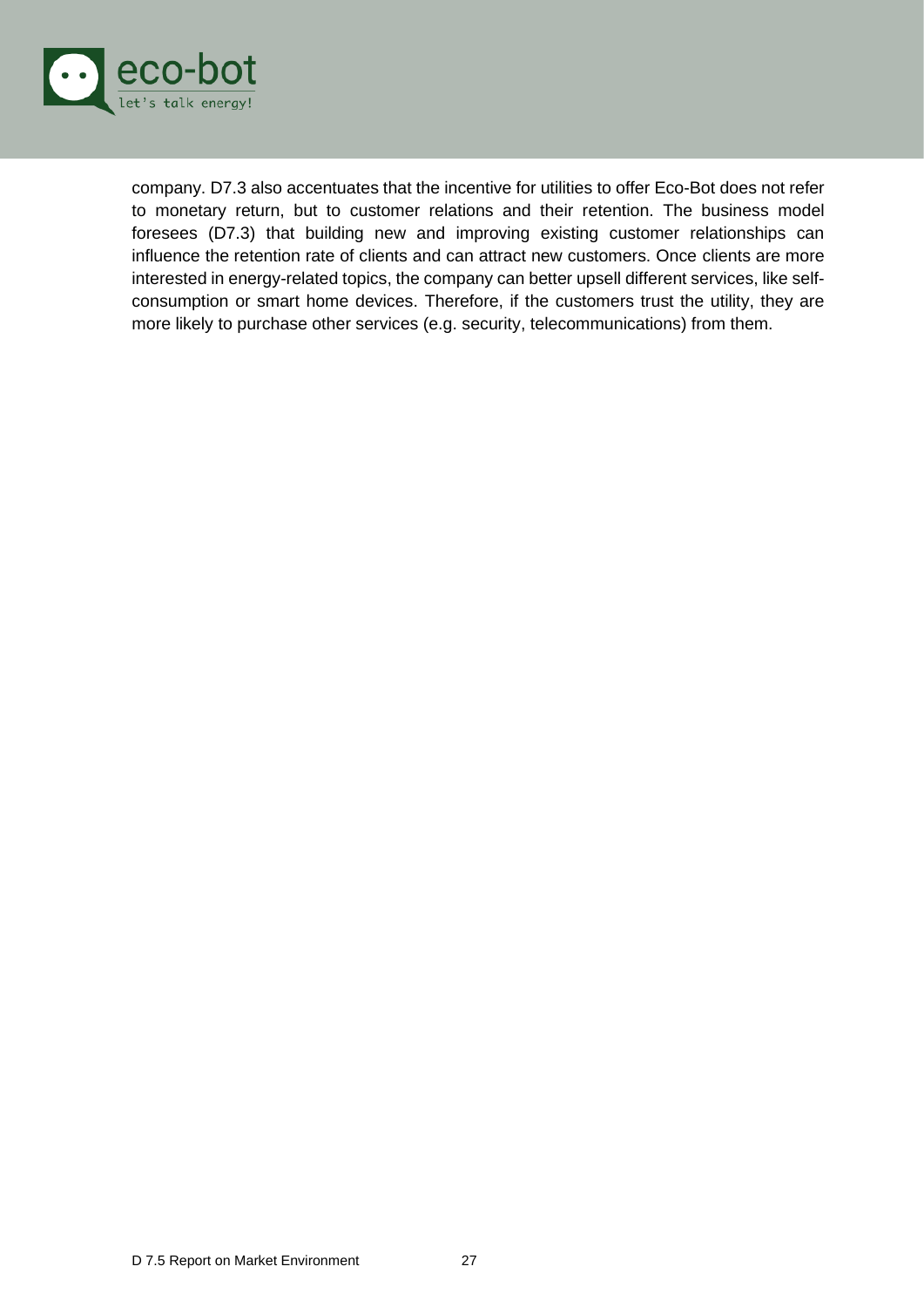company. D7.3 also accentuates that the incentive for utilities to offer Eco-Bot does not refer to monetary return, but to customer relations and their retention. The business model foresees (D7.3) that building new and improving existing customer relationships can influence the retention rate of clients and can attract new customers. Once clients are more interested in energy-related topics, the company can better upsell different services, like self-consumption or smart home devices. Therefore, if the customers trust the utility, they are more likely to purchase other services (e.g. security, telecommunications) from them.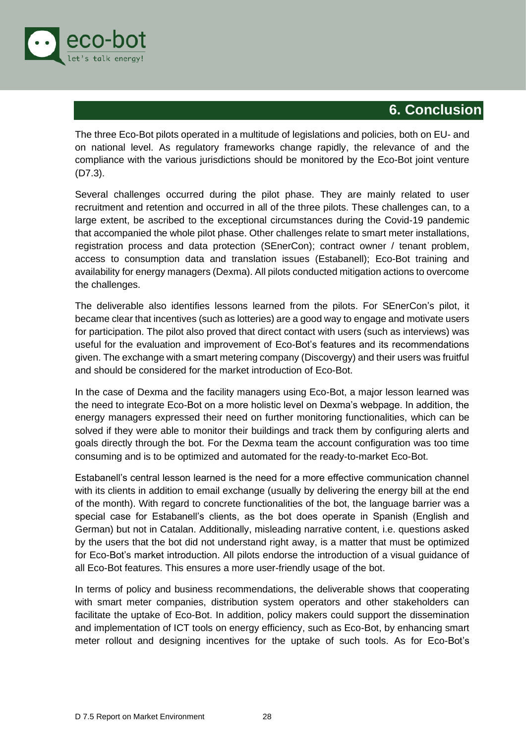# 6. Conclusion

The three Eco-Bot pilots operated in a multitude of legislations and policies, both on EU- and on national level. As regulatory frameworks change rapidly, the relevance of and the compliance with the various jurisdictions should be monitored by the Eco-Bot joint venture (D7.3).

Several challenges occurred during the pilot phase. They are mainly related to user recruitment and retention and occurred in all of the three pilots. These challenges can, to a large extent, be ascribed to the exceptional circumstances during the Covid-19 pandemic that accompanied the whole pilot phase. Other challenges relate to smart meter installations, registration process and data protection (SEnerCon); contract owner / tenant problem, access to consumption data and translation issues (Estabanell); Eco-Bot training and availability for energy managers (Dexma). All pilots conducted mitigation actions to overcome the challenges.

The deliverable also identifies lessons learned from the pilots. For SEnerCon's pilot, it became clear that incentives (such as lotteries) are a good way to engage and motivate users for participation. The pilot also proved that direct contact with users (such as interviews) was useful for the evaluation and improvement of Eco-Bot's features and its recommendations given. The exchange with a smart metering company (Discovergy) and their users was fruitful and should be considered for the market introduction of Eco-Bot.

In the case of Dexma and the facility managers using Eco-Bot, a major lesson learned was the need to integrate Eco-Bot on a more holistic level on Dexma's webpage. In addition, the energy managers expressed their need on further monitoring functionalities, which can be solved if they were able to monitor their buildings and track them by configuring alerts and goals directly through the bot. For the Dexma team the account configuration was too time consuming and is to be optimized and automated for the ready-to-market Eco-Bot.

Estabanell's central lesson learned is the need for a more effective communication channel with its clients in addition to email exchange (usually by delivering the energy bill at the end of the month). With regard to concrete functionalities of the bot, the language barrier was a special case for Estabanell's clients, as the bot does operate in Spanish (English and German) but not in Catalan. Additionally, misleading narrative content, i.e. questions asked by the users that the bot did not understand right away, is a matter that must be optimized for Eco-Bot's market introduction. All pilots endorse the introduction of a visual guidance of all Eco-Bot features. This ensures a more user-friendly usage of the bot.

In terms of policy and business recommendations, the deliverable shows that cooperating with smart meter companies, distribution system operators and other stakeholders can facilitate the uptake of Eco-Bot. In addition, policy makers could support the dissemination and implementation of ICT tools on energy efficiency, such as Eco-Bot, by enhancing smart meter rollout and designing incentives for the uptake of such tools. As for Eco-Bot's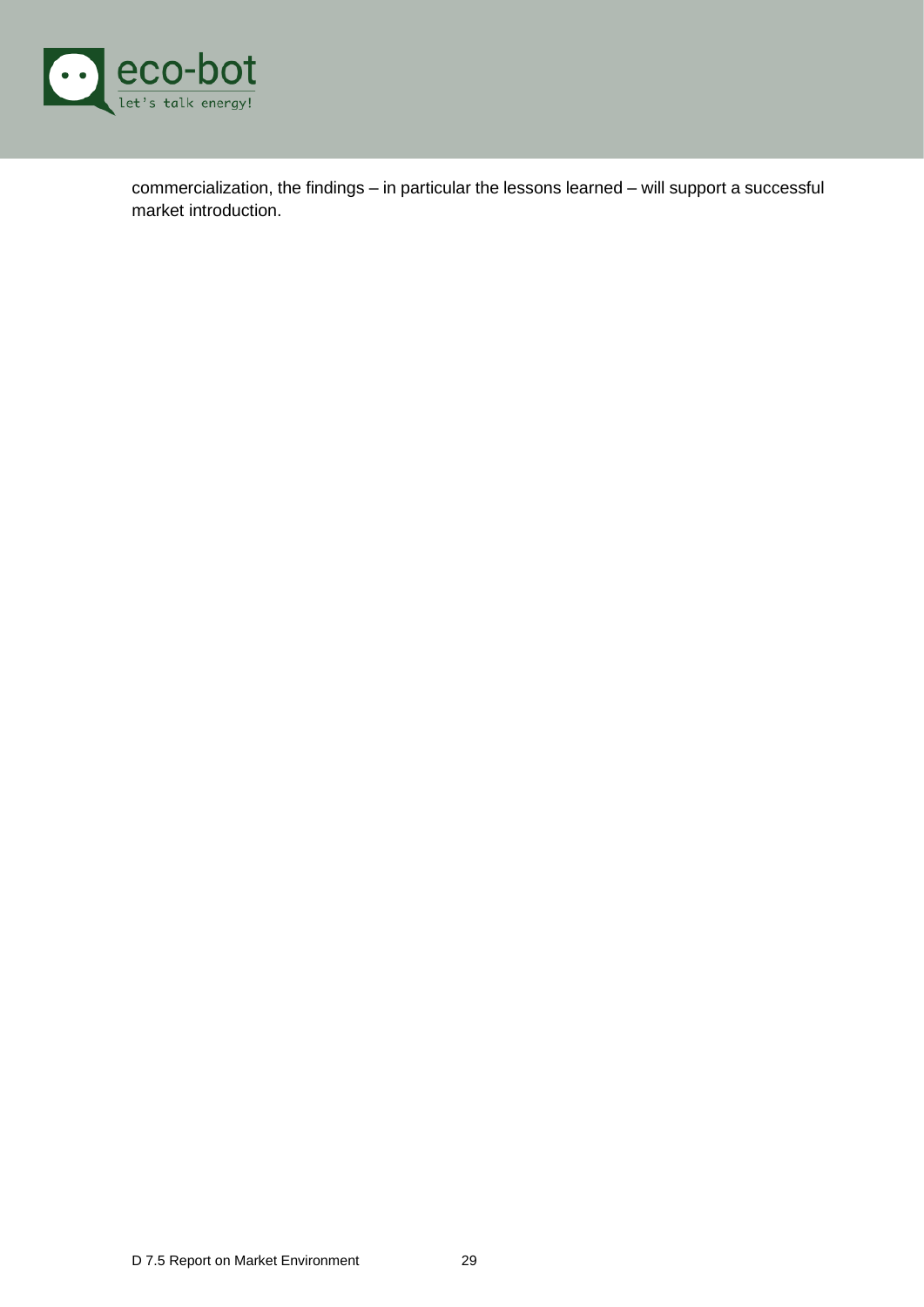commercialization, the findings – in particular the lessons learned – will support a successful market introduction.